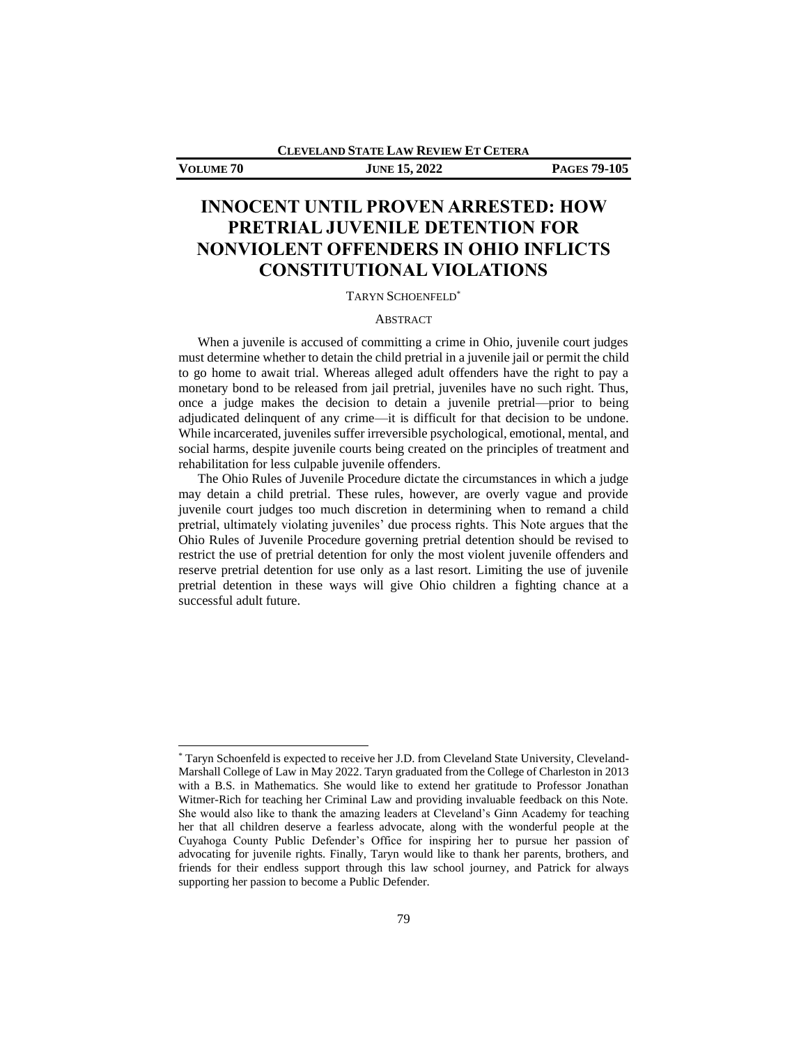# INNOCENT UNTIL PROVEN ARRESTED: HOW PRETRIAL JUVENILE DETENTION FOR NONVIOLENT OFFENDERS IN OHIO INFLICTS CONSTITUTIONAL VIOLATIONS

TARYN SCHOENFELD*

## ABSTRACT

When a juvenile is accused of committing a crime in Ohio, juvenile court judges must determine whether to detain the child pretrial in a juvenile jail or permit the child to go home to await trial. Whereas alleged adult offenders have the right to pay a monetary bond to be released from jail pretrial, juveniles have no such right. Thus, once a judge makes the decision to detain a juvenile pretrial—prior to being adjudicated delinquent of any crime—it is difficult for that decision to be undone. While incarcerated, juveniles suffer irreversible psychological, emotional, mental, and social harms, despite juvenile courts being created on the principles of treatment and rehabilitation for less culpable juvenile offenders.

The Ohio Rules of Juvenile Procedure dictate the circumstances in which a judge may detain a child pretrial. These rules, however, are overly vague and provide juvenile court judges too much discretion in determining when to remand a child pretrial, ultimately violating juveniles' due process rights. This Note argues that the Ohio Rules of Juvenile Procedure governing pretrial detention should be revised to restrict the use of pretrial detention for only the most violent juvenile offenders and reserve pretrial detention for use only as a last resort. Limiting the use of juvenile pretrial detention in these ways will give Ohio children a fighting chance at a successful adult future.

---

* Taryn Schoenfeld is expected to receive her J.D. from Cleveland State University, Cleveland-Marshall College of Law in May 2022. Taryn graduated from the College of Charleston in 2013 with a B.S. in Mathematics. She would like to extend her gratitude to Professor Jonathan Witmer-Rich for teaching her Criminal Law and providing invaluable feedback on this Note. She would also like to thank the amazing leaders at Cleveland's Ginn Academy for teaching her that all children deserve a fearless advocate, along with the wonderful people at the Cuyahoga County Public Defender's Office for inspiring her to pursue her passion of advocating for juvenile rights. Finally, Taryn would like to thank her parents, brothers, and friends for their endless support through this law school journey, and Patrick for always supporting her passion to become a Public Defender.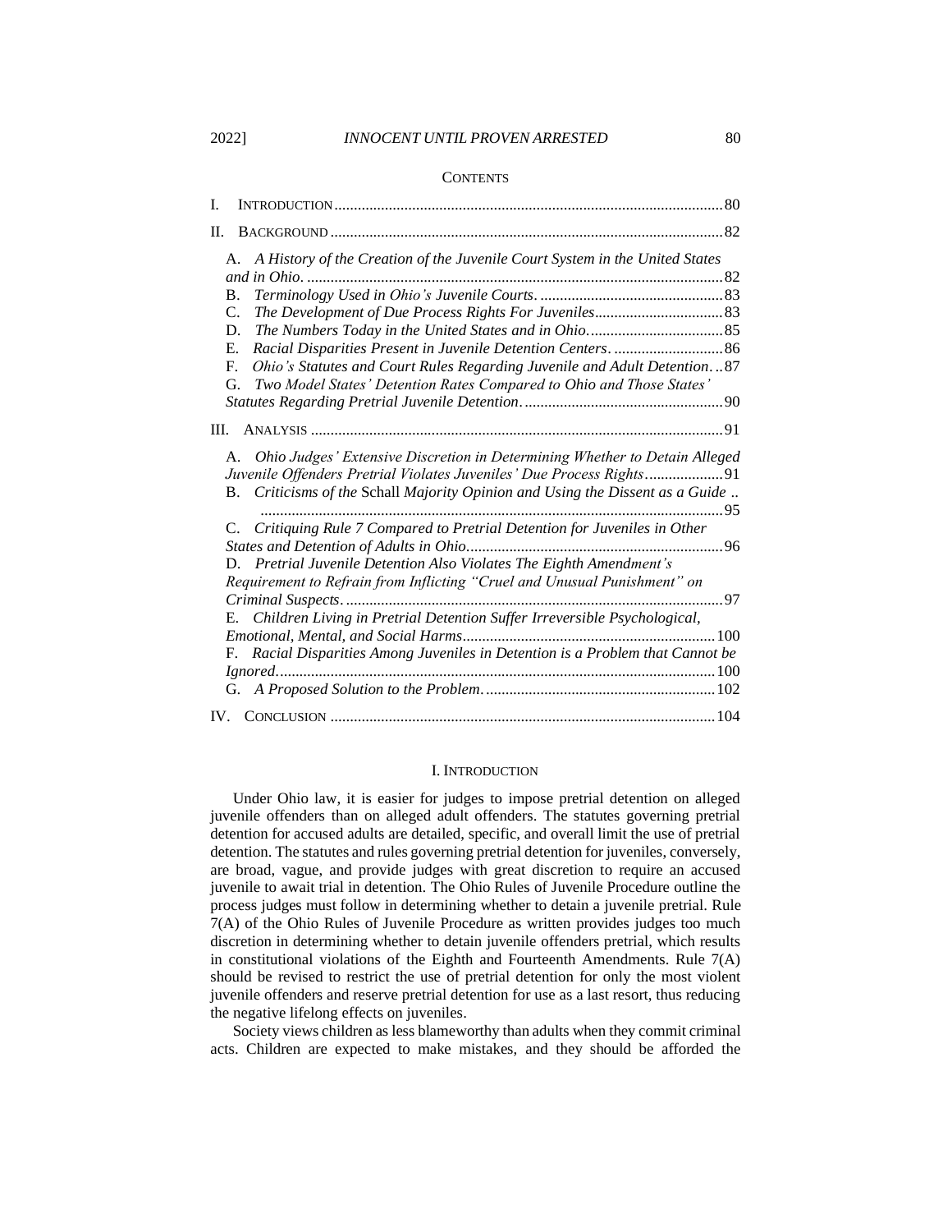CONTENTS

I. INTRODUCTION .................................................................................................. 80

II. BACKGROUND .................................................................................................. 82

- A. *A History of the Creation of the Juvenile Court System in the United States and in Ohio.* ....................................................................................................... 82
- B. *Terminology Used in Ohio's Juvenile Courts.* .............................................. 83
- C. *The Development of Due Process Rights For Juveniles* ................................ 83
- D. *The Numbers Today in the United States and in Ohio.* ................................. 85
- E. *Racial Disparities Present in Juvenile Detention Centers.* ............................ 86
- F. *Ohio's Statutes and Court Rules Regarding Juvenile and Adult Detention.* .. 87
- G. *Two Model States' Detention Rates Compared to Ohio and Those States' Statutes Regarding Pretrial Juvenile Detention.* .................................................. 90

III. ANALYSIS ........................................................................................................ 91

- A. *Ohio Judges' Extensive Discretion in Determining Whether to Detain Alleged Juvenile Offenders Pretrial Violates Juveniles' Due Process Rights* ................... 91
- B. *Criticisms of the* Schall *Majority Opinion and Using the Dissent as a Guide* .. ...................................................................................................................... 95
- C. *Critiquing Rule 7 Compared to Pretrial Detention for Juveniles in Other States and Detention of Adults in Ohio* ................................................................. 96
- D. *Pretrial Juvenile Detention Also Violates The Eighth Amendment's Requirement to Refrain from Inflicting "Cruel and Unusual Punishment" on Criminal Suspects.* ............................................................................................... 97
- E. *Children Living in Pretrial Detention Suffer Irreversible Psychological, Emotional, Mental, and Social Harms* ................................................................ 100
- F. *Racial Disparities Among Juveniles in Detention is a Problem that Cannot be Ignored.* ............................................................................................................ 100
- G. *A Proposed Solution to the Problem.* .......................................................... 102

IV. CONCLUSION ................................................................................................. 104

## I. INTRODUCTION

Under Ohio law, it is easier for judges to impose pretrial detention on alleged juvenile offenders than on alleged adult offenders. The statutes governing pretrial detention for accused adults are detailed, specific, and overall limit the use of pretrial detention. The statutes and rules governing pretrial detention for juveniles, conversely, are broad, vague, and provide judges with great discretion to require an accused juvenile to await trial in detention. The Ohio Rules of Juvenile Procedure outline the process judges must follow in determining whether to detain a juvenile pretrial. Rule 7(A) of the Ohio Rules of Juvenile Procedure as written provides judges too much discretion in determining whether to detain juvenile offenders pretrial, which results in constitutional violations of the Eighth and Fourteenth Amendments. Rule 7(A) should be revised to restrict the use of pretrial detention for only the most violent juvenile offenders and reserve pretrial detention for use as a last resort, thus reducing the negative lifelong effects on juveniles.

Society views children as less blameworthy than adults when they commit criminal acts. Children are expected to make mistakes, and they should be afforded the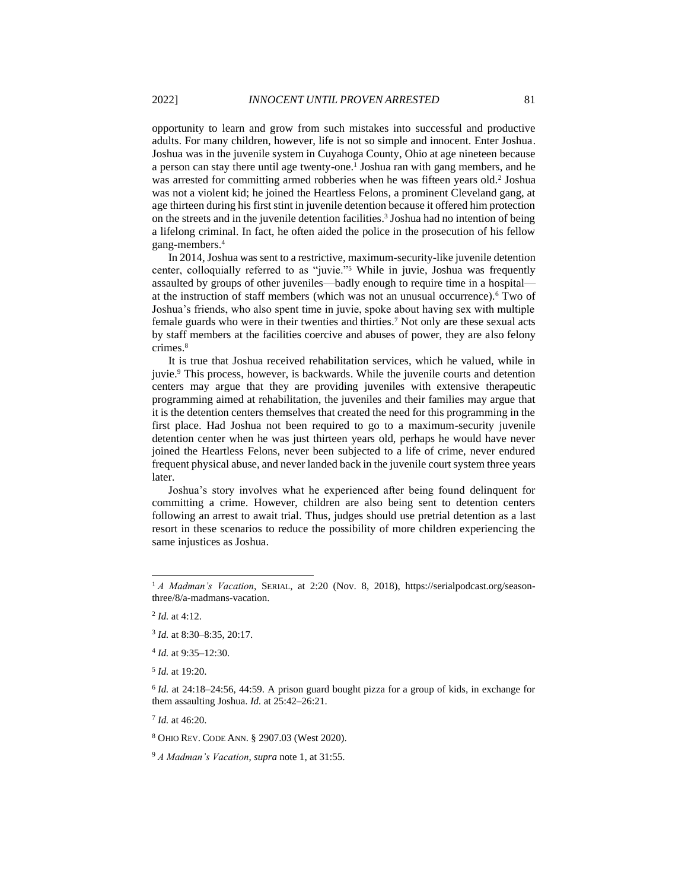opportunity to learn and grow from such mistakes into successful and productive adults. For many children, however, life is not so simple and innocent. Enter Joshua. Joshua was in the juvenile system in Cuyahoga County, Ohio at age nineteen because a person can stay there until age twenty-one.[1] Joshua ran with gang members, and he was arrested for committing armed robberies when he was fifteen years old.[2] Joshua was not a violent kid; he joined the Heartless Felons, a prominent Cleveland gang, at age thirteen during his first stint in juvenile detention because it offered him protection on the streets and in the juvenile detention facilities.[3] Joshua had no intention of being a lifelong criminal. In fact, he often aided the police in the prosecution of his fellow gang-members.[4]

In 2014, Joshua was sent to a restrictive, maximum-security-like juvenile detention center, colloquially referred to as "juvie."[5] While in juvie, Joshua was frequently assaulted by groups of other juveniles—badly enough to require time in a hospital—at the instruction of staff members (which was not an unusual occurrence).[6] Two of Joshua's friends, who also spent time in juvie, spoke about having sex with multiple female guards who were in their twenties and thirties.[7] Not only are these sexual acts by staff members at the facilities coercive and abuses of power, they are also felony crimes.[8]

It is true that Joshua received rehabilitation services, which he valued, while in juvie.[9] This process, however, is backwards. While the juvenile courts and detention centers may argue that they are providing juveniles with extensive therapeutic programming aimed at rehabilitation, the juveniles and their families may argue that it is the detention centers themselves that created the need for this programming in the first place. Had Joshua not been required to go to a maximum-security juvenile detention center when he was just thirteen years old, perhaps he would have never joined the Heartless Felons, never been subjected to a life of crime, never endured frequent physical abuse, and never landed back in the juvenile court system three years later.

Joshua's story involves what he experienced after being found delinquent for committing a crime. However, children are also being sent to detention centers following an arrest to await trial. Thus, judges should use pretrial detention as a last resort in these scenarios to reduce the possibility of more children experiencing the same injustices as Joshua.

---

[1] *A Madman's Vacation*, SERIAL, at 2:20 (Nov. 8, 2018), https://serialpodcast.org/season-three/8/a-madmans-vacation.

[2] *Id.* at 4:12.

[3] *Id.* at 8:30–8:35, 20:17.

[4] *Id.* at 9:35–12:30.

[5] *Id.* at 19:20.

[6] *Id.* at 24:18–24:56, 44:59. A prison guard bought pizza for a group of kids, in exchange for them assaulting Joshua. *Id.* at 25:42–26:21.

[7] *Id.* at 46:20.

[8] OHIO REV. CODE ANN. § 2907.03 (West 2020).

[9] *A Madman's Vacation*, *supra* note 1, at 31:55.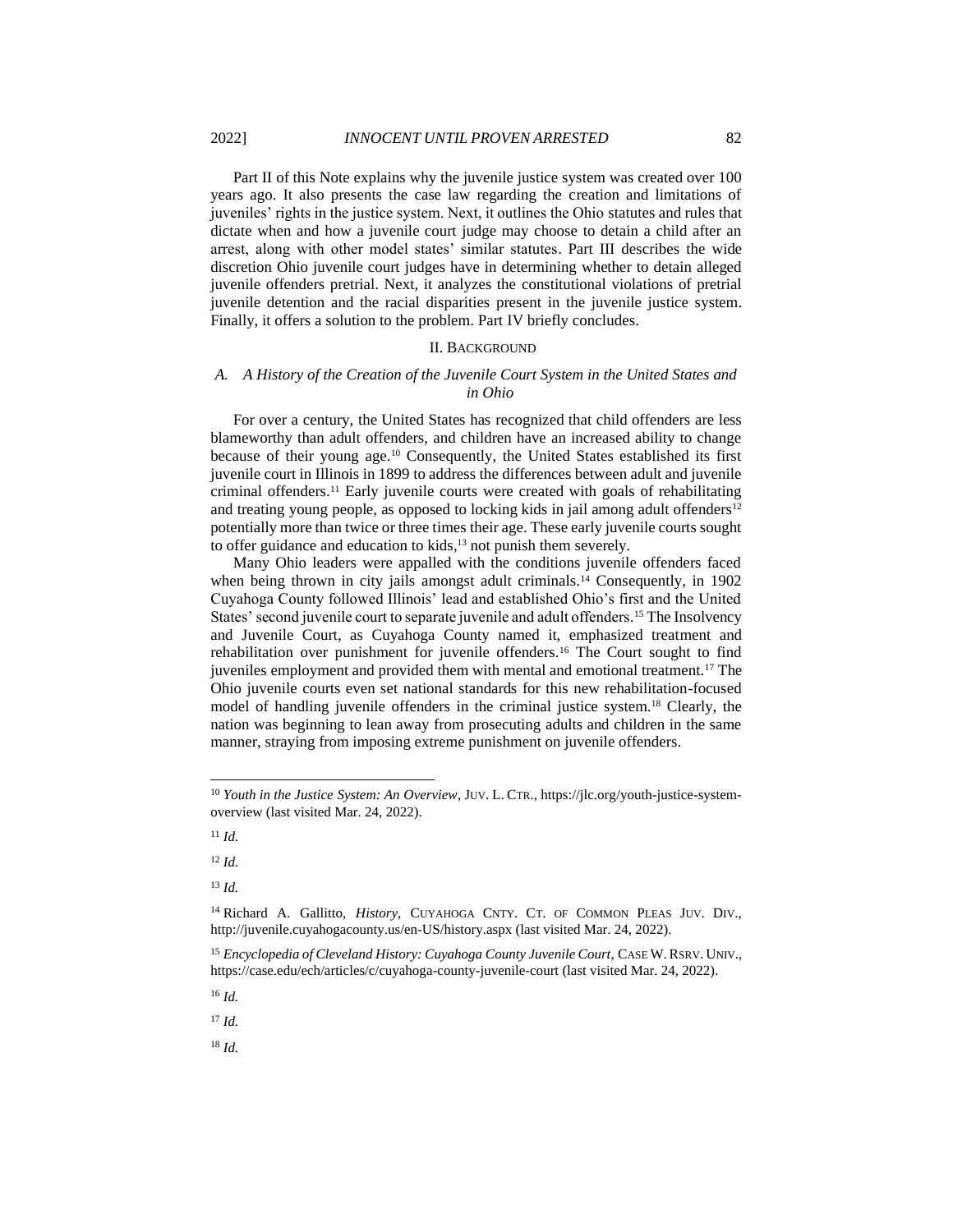Part II of this Note explains why the juvenile justice system was created over 100 years ago. It also presents the case law regarding the creation and limitations of juveniles' rights in the justice system. Next, it outlines the Ohio statutes and rules that dictate when and how a juvenile court judge may choose to detain a child after an arrest, along with other model states' similar statutes. Part III describes the wide discretion Ohio juvenile court judges have in determining whether to detain alleged juvenile offenders pretrial. Next, it analyzes the constitutional violations of pretrial juvenile detention and the racial disparities present in the juvenile justice system. Finally, it offers a solution to the problem. Part IV briefly concludes.

## II. Background

### A. A History of the Creation of the Juvenile Court System in the United States and in Ohio

For over a century, the United States has recognized that child offenders are less blameworthy than adult offenders, and children have an increased ability to change because of their young age.[10] Consequently, the United States established its first juvenile court in Illinois in 1899 to address the differences between adult and juvenile criminal offenders.[11] Early juvenile courts were created with goals of rehabilitating and treating young people, as opposed to locking kids in jail among adult offenders[12] potentially more than twice or three times their age. These early juvenile courts sought to offer guidance and education to kids,[13] not punish them severely.

Many Ohio leaders were appalled with the conditions juvenile offenders faced when being thrown in city jails amongst adult criminals.[14] Consequently, in 1902 Cuyahoga County followed Illinois' lead and established Ohio's first and the United States' second juvenile court to separate juvenile and adult offenders.[15] The Insolvency and Juvenile Court, as Cuyahoga County named it, emphasized treatment and rehabilitation over punishment for juvenile offenders.[16] The Court sought to find juveniles employment and provided them with mental and emotional treatment.[17] The Ohio juvenile courts even set national standards for this new rehabilitation-focused model of handling juvenile offenders in the criminal justice system.[18] Clearly, the nation was beginning to lean away from prosecuting adults and children in the same manner, straying from imposing extreme punishment on juvenile offenders.

---

[10] *Youth in the Justice System: An Overview*, JUV. L. CTR., https://jlc.org/youth-justice-system-overview (last visited Mar. 24, 2022).

[11] *Id.*

[12] *Id.*

[13] *Id.*

[14] Richard A. Gallitto, *History*, CUYAHOGA CNTY. CT. OF COMMON PLEAS JUV. DIV., http://juvenile.cuyahogacounty.us/en-US/history.aspx (last visited Mar. 24, 2022).

[15] *Encyclopedia of Cleveland History: Cuyahoga County Juvenile Court*, CASE W. RSRV. UNIV., https://case.edu/ech/articles/c/cuyahoga-county-juvenile-court (last visited Mar. 24, 2022).

[16] *Id.*

[17] *Id.*

[18] *Id.*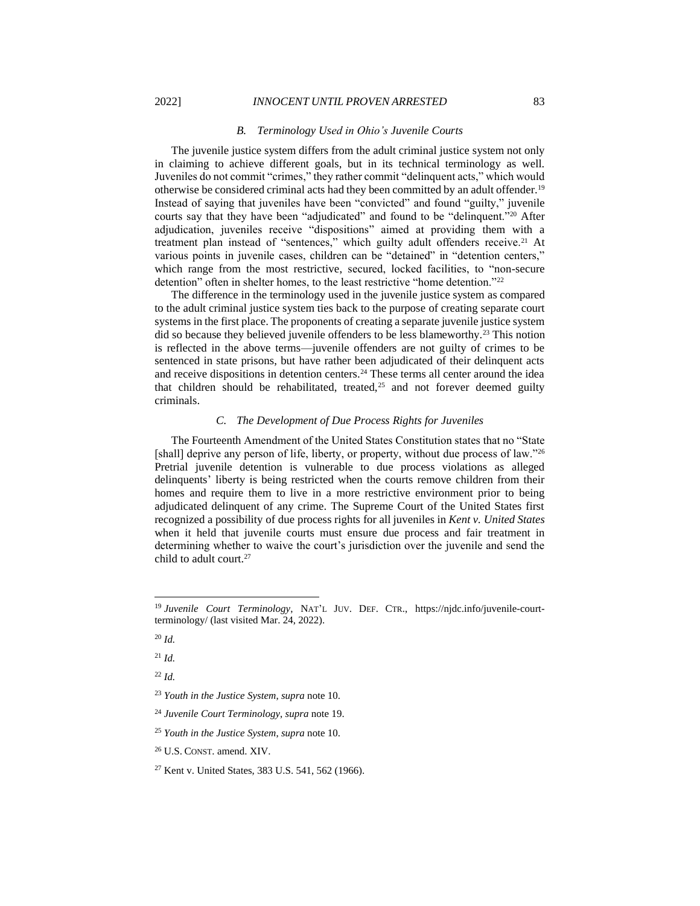### *B. Terminology Used in Ohio's Juvenile Courts*

The juvenile justice system differs from the adult criminal justice system not only in claiming to achieve different goals, but in its technical terminology as well. Juveniles do not commit "crimes," they rather commit "delinquent acts," which would otherwise be considered criminal acts had they been committed by an adult offender.[19] Instead of saying that juveniles have been "convicted" and found "guilty," juvenile courts say that they have been "adjudicated" and found to be "delinquent."[20] After adjudication, juveniles receive "dispositions" aimed at providing them with a treatment plan instead of "sentences," which guilty adult offenders receive.[21] At various points in juvenile cases, children can be "detained" in "detention centers," which range from the most restrictive, secured, locked facilities, to "non-secure detention" often in shelter homes, to the least restrictive "home detention."[22]

The difference in the terminology used in the juvenile justice system as compared to the adult criminal justice system ties back to the purpose of creating separate court systems in the first place. The proponents of creating a separate juvenile justice system did so because they believed juvenile offenders to be less blameworthy.[23] This notion is reflected in the above terms—juvenile offenders are not guilty of crimes to be sentenced in state prisons, but have rather been adjudicated of their delinquent acts and receive dispositions in detention centers.[24] These terms all center around the idea that children should be rehabilitated, treated,[25] and not forever deemed guilty criminals.

### *C. The Development of Due Process Rights for Juveniles*

The Fourteenth Amendment of the United States Constitution states that no "State [shall] deprive any person of life, liberty, or property, without due process of law."[26] Pretrial juvenile detention is vulnerable to due process violations as alleged delinquents' liberty is being restricted when the courts remove children from their homes and require them to live in a more restrictive environment prior to being adjudicated delinquent of any crime. The Supreme Court of the United States first recognized a possibility of due process rights for all juveniles in *Kent v. United States* when it held that juvenile courts must ensure due process and fair treatment in determining whether to waive the court's jurisdiction over the juvenile and send the child to adult court.[27]

---

[19] *Juvenile Court Terminology*, NAT'L JUV. DEF. CTR., https://njdc.info/juvenile-court-terminology/ (last visited Mar. 24, 2022).

[20] *Id.*

[21] *Id.*

[22] *Id.*

[23] *Youth in the Justice System*, *supra* note 10.

[24] *Juvenile Court Terminology*, *supra* note 19.

[25] *Youth in the Justice System*, *supra* note 10.

[26] U.S. CONST. amend. XIV.

[27] Kent v. United States, 383 U.S. 541, 562 (1966).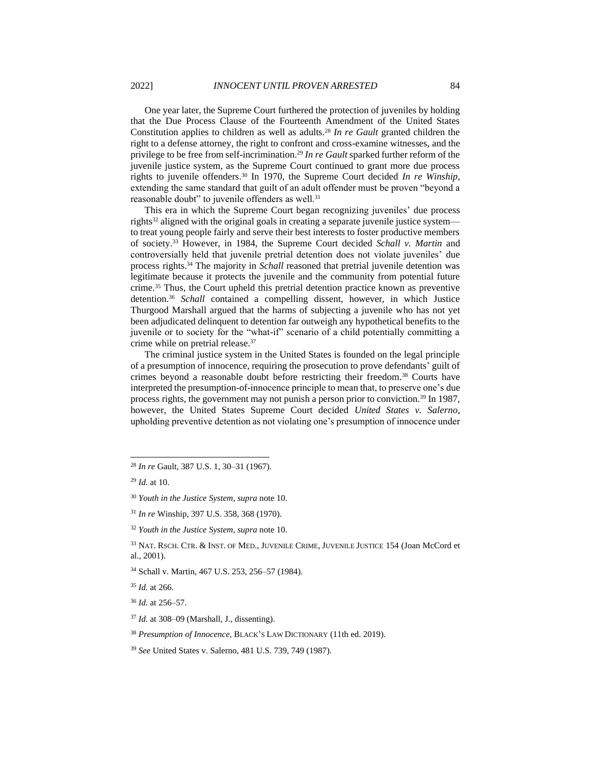One year later, the Supreme Court furthered the protection of juveniles by holding that the Due Process Clause of the Fourteenth Amendment of the United States Constitution applies to children as well as adults.[28] *In re Gault* granted children the right to a defense attorney, the right to confront and cross-examine witnesses, and the privilege to be free from self-incrimination.[29] *In re Gault* sparked further reform of the juvenile justice system, as the Supreme Court continued to grant more due process rights to juvenile offenders.[30] In 1970, the Supreme Court decided *In re Winship*, extending the same standard that guilt of an adult offender must be proven "beyond a reasonable doubt" to juvenile offenders as well.[31]

This era in which the Supreme Court began recognizing juveniles' due process rights[32] aligned with the original goals in creating a separate juvenile justice system—to treat young people fairly and serve their best interests to foster productive members of society.[33] However, in 1984, the Supreme Court decided *Schall v. Martin* and controversially held that juvenile pretrial detention does not violate juveniles' due process rights.[34] The majority in *Schall* reasoned that pretrial juvenile detention was legitimate because it protects the juvenile and the community from potential future crime.[35] Thus, the Court upheld this pretrial detention practice known as preventive detention.[36] *Schall* contained a compelling dissent, however, in which Justice Thurgood Marshall argued that the harms of subjecting a juvenile who has not yet been adjudicated delinquent to detention far outweigh any hypothetical benefits to the juvenile or to society for the "what-if" scenario of a child potentially committing a crime while on pretrial release.[37]

The criminal justice system in the United States is founded on the legal principle of a presumption of innocence, requiring the prosecution to prove defendants' guilt of crimes beyond a reasonable doubt before restricting their freedom.[38] Courts have interpreted the presumption-of-innocence principle to mean that, to preserve one's due process rights, the government may not punish a person prior to conviction.[39] In 1987, however, the United States Supreme Court decided *United States v. Salerno*, upholding preventive detention as not violating one's presumption of innocence under

---

[28] *In re* Gault, 387 U.S. 1, 30–31 (1967).

[29] *Id.* at 10.

[30] *Youth in the Justice System*, *supra* note 10.

[31] *In re* Winship, 397 U.S. 358, 368 (1970).

[32] *Youth in the Justice System*, *supra* note 10.

[33] NAT. RSCH. CTR. & INST. OF MED., JUVENILE CRIME, JUVENILE JUSTICE 154 (Joan McCord et al., 2001).

[34] Schall v. Martin, 467 U.S. 253, 256–57 (1984).

[35] *Id.* at 266.

[36] *Id.* at 256–57.

[37] *Id.* at 308–09 (Marshall, J., dissenting).

[38] *Presumption of Innocence*, BLACK'S LAW DICTIONARY (11th ed. 2019).

[39] *See* United States v. Salerno, 481 U.S. 739, 749 (1987).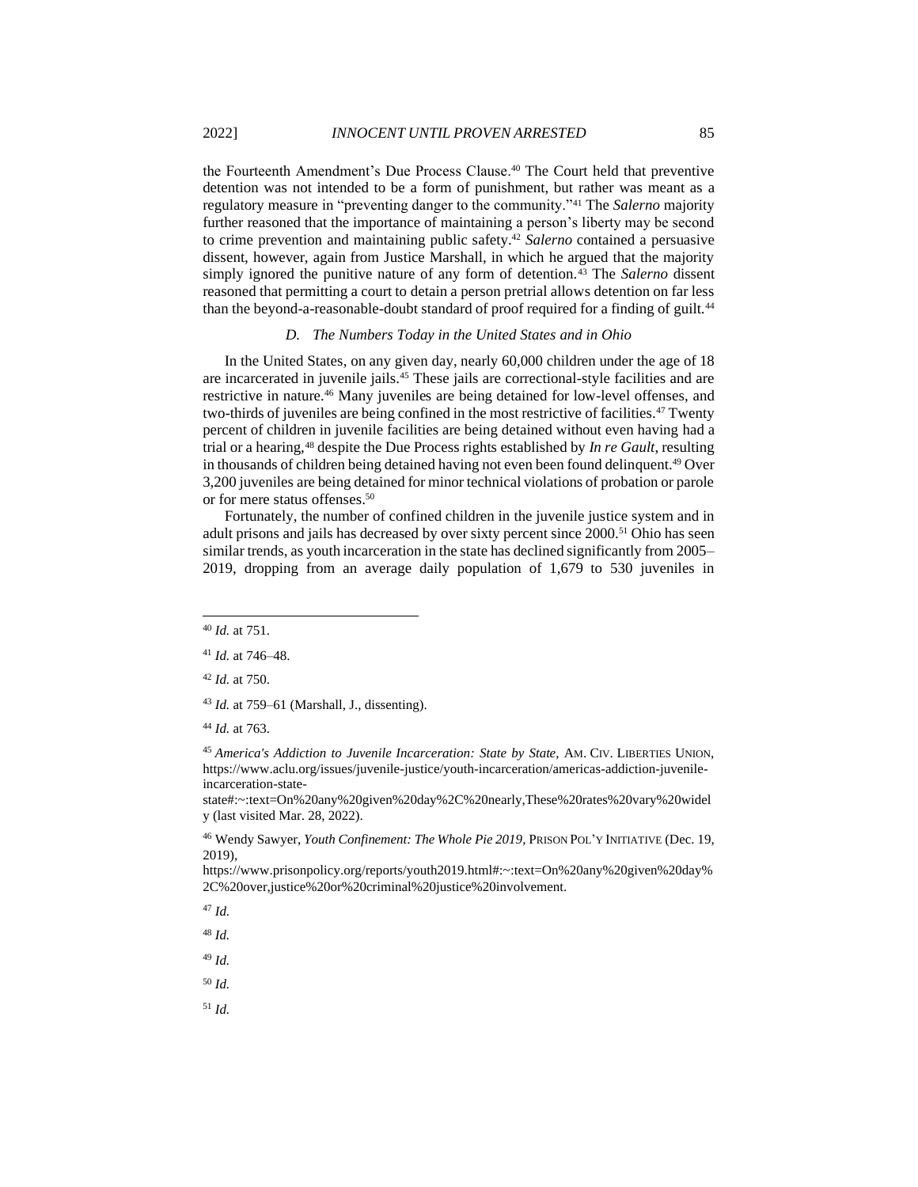the Fourteenth Amendment's Due Process Clause.[40] The Court held that preventive detention was not intended to be a form of punishment, but rather was meant as a regulatory measure in "preventing danger to the community."[41] The *Salerno* majority further reasoned that the importance of maintaining a person's liberty may be second to crime prevention and maintaining public safety.[42] *Salerno* contained a persuasive dissent, however, again from Justice Marshall, in which he argued that the majority simply ignored the punitive nature of any form of detention.[43] The *Salerno* dissent reasoned that permitting a court to detain a person pretrial allows detention on far less than the beyond-a-reasonable-doubt standard of proof required for a finding of guilt.[44]

### *D. The Numbers Today in the United States and in Ohio*

In the United States, on any given day, nearly 60,000 children under the age of 18 are incarcerated in juvenile jails.[45] These jails are correctional-style facilities and are restrictive in nature.[46] Many juveniles are being detained for low-level offenses, and two-thirds of juveniles are being confined in the most restrictive of facilities.[47] Twenty percent of children in juvenile facilities are being detained without even having had a trial or a hearing,[48] despite the Due Process rights established by *In re Gault*, resulting in thousands of children being detained having not even been found delinquent.[49] Over 3,200 juveniles are being detained for minor technical violations of probation or parole or for mere status offenses.[50]

Fortunately, the number of confined children in the juvenile justice system and in adult prisons and jails has decreased by over sixty percent since 2000.[51] Ohio has seen similar trends, as youth incarceration in the state has declined significantly from 2005–2019, dropping from an average daily population of 1,679 to 530 juveniles in

---

[40] *Id.* at 751.

[41] *Id.* at 746–48.

[42] *Id.* at 750.

[43] *Id.* at 759–61 (Marshall, J., dissenting).

[44] *Id.* at 763.

[45] *America's Addiction to Juvenile Incarceration: State by State*, AM. CIV. LIBERTIES UNION, https://www.aclu.org/issues/juvenile-justice/youth-incarceration/americas-addiction-juvenile-incarceration-state-state#:~:text=On%20any%20given%20day%2C%20nearly,These%20rates%20vary%20widely (last visited Mar. 28, 2022).

[46] Wendy Sawyer, *Youth Confinement: The Whole Pie 2019*, PRISON POL'Y INITIATIVE (Dec. 19, 2019), https://www.prisonpolicy.org/reports/youth2019.html#:~:text=On%20any%20given%20day%2C%20over,justice%20or%20criminal%20justice%20involvement.

[47] *Id.*

[48] *Id.*

[49] *Id.*

[50] *Id.*

[51] *Id.*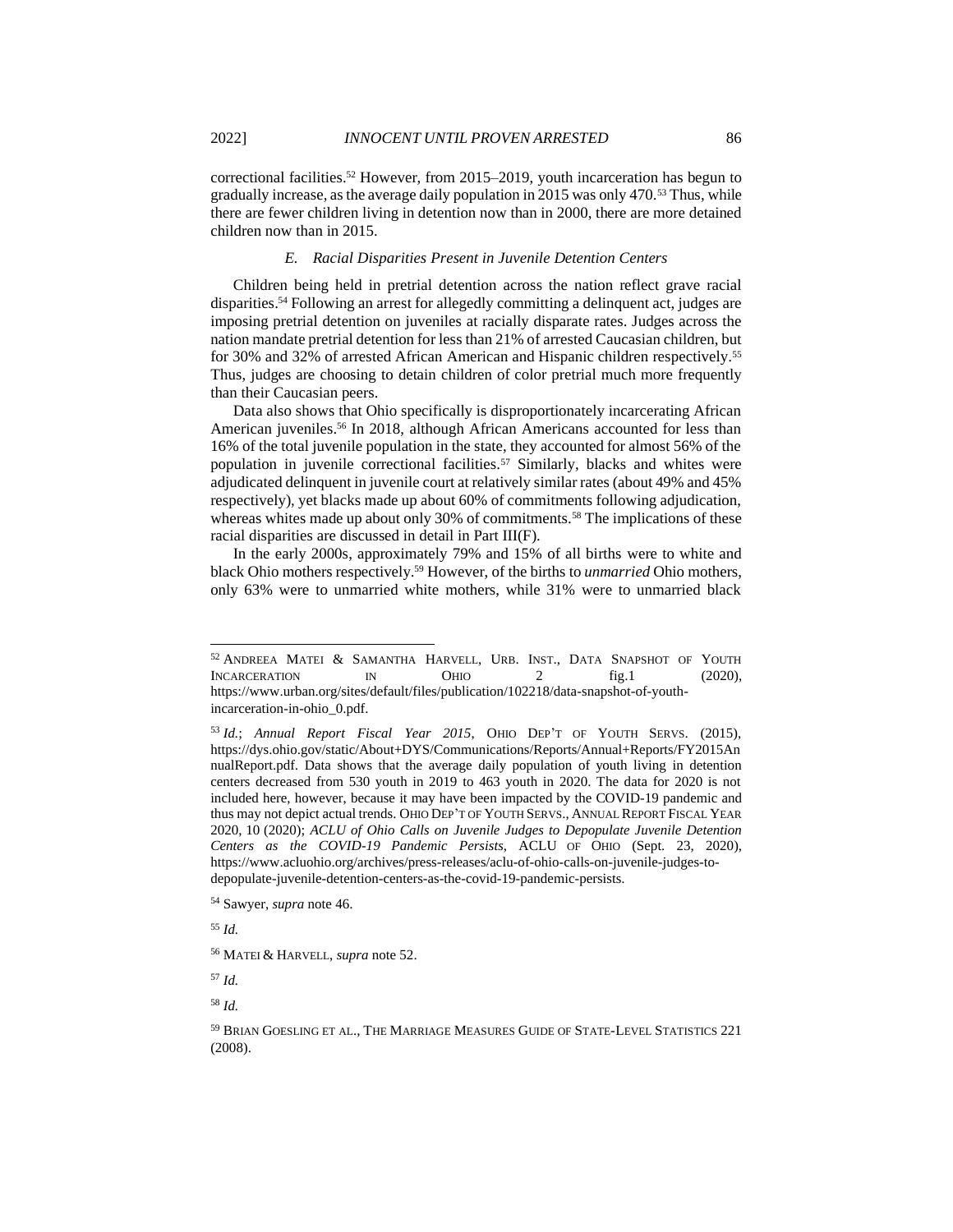correctional facilities.[52] However, from 2015–2019, youth incarceration has begun to gradually increase, as the average daily population in 2015 was only 470.[53] Thus, while there are fewer children living in detention now than in 2000, there are more detained children now than in 2015.

### *E. Racial Disparities Present in Juvenile Detention Centers*

Children being held in pretrial detention across the nation reflect grave racial disparities.[54] Following an arrest for allegedly committing a delinquent act, judges are imposing pretrial detention on juveniles at racially disparate rates. Judges across the nation mandate pretrial detention for less than 21% of arrested Caucasian children, but for 30% and 32% of arrested African American and Hispanic children respectively.[55] Thus, judges are choosing to detain children of color pretrial much more frequently than their Caucasian peers.

Data also shows that Ohio specifically is disproportionately incarcerating African American juveniles.[56] In 2018, although African Americans accounted for less than 16% of the total juvenile population in the state, they accounted for almost 56% of the population in juvenile correctional facilities.[57] Similarly, blacks and whites were adjudicated delinquent in juvenile court at relatively similar rates (about 49% and 45% respectively), yet blacks made up about 60% of commitments following adjudication, whereas whites made up about only 30% of commitments.[58] The implications of these racial disparities are discussed in detail in Part III(F).

In the early 2000s, approximately 79% and 15% of all births were to white and black Ohio mothers respectively.[59] However, of the births to *unmarried* Ohio mothers, only 63% were to unmarried white mothers, while 31% were to unmarried black

---

[52] ANDREEA MATEI & SAMANTHA HARVELL, URB. INST., DATA SNAPSHOT OF YOUTH INCARCERATION IN OHIO 2 fig.1 (2020), https://www.urban.org/sites/default/files/publication/102218/data-snapshot-of-youth-incarceration-in-ohio_0.pdf.

[53] *Id.*; *Annual Report Fiscal Year 2015*, OHIO DEP'T OF YOUTH SERVS. (2015), https://dys.ohio.gov/static/About+DYS/Communications/Reports/Annual+Reports/FY2015AnnualReport.pdf. Data shows that the average daily population of youth living in detention centers decreased from 530 youth in 2019 to 463 youth in 2020. The data for 2020 is not included here, however, because it may have been impacted by the COVID-19 pandemic and thus may not depict actual trends. OHIO DEP'T OF YOUTH SERVS., ANNUAL REPORT FISCAL YEAR 2020, 10 (2020); *ACLU of Ohio Calls on Juvenile Judges to Depopulate Juvenile Detention Centers as the COVID-19 Pandemic Persists*, ACLU OF OHIO (Sept. 23, 2020), https://www.acluohio.org/archives/press-releases/aclu-of-ohio-calls-on-juvenile-judges-to-depopulate-juvenile-detention-centers-as-the-covid-19-pandemic-persists.

[54] Sawyer, *supra* note 46.

[55] *Id.*

[56] MATEI & HARVELL, *supra* note 52.

[57] *Id.*

[58] *Id.*

[59] BRIAN GOESLING ET AL., THE MARRIAGE MEASURES GUIDE OF STATE-LEVEL STATISTICS 221 (2008).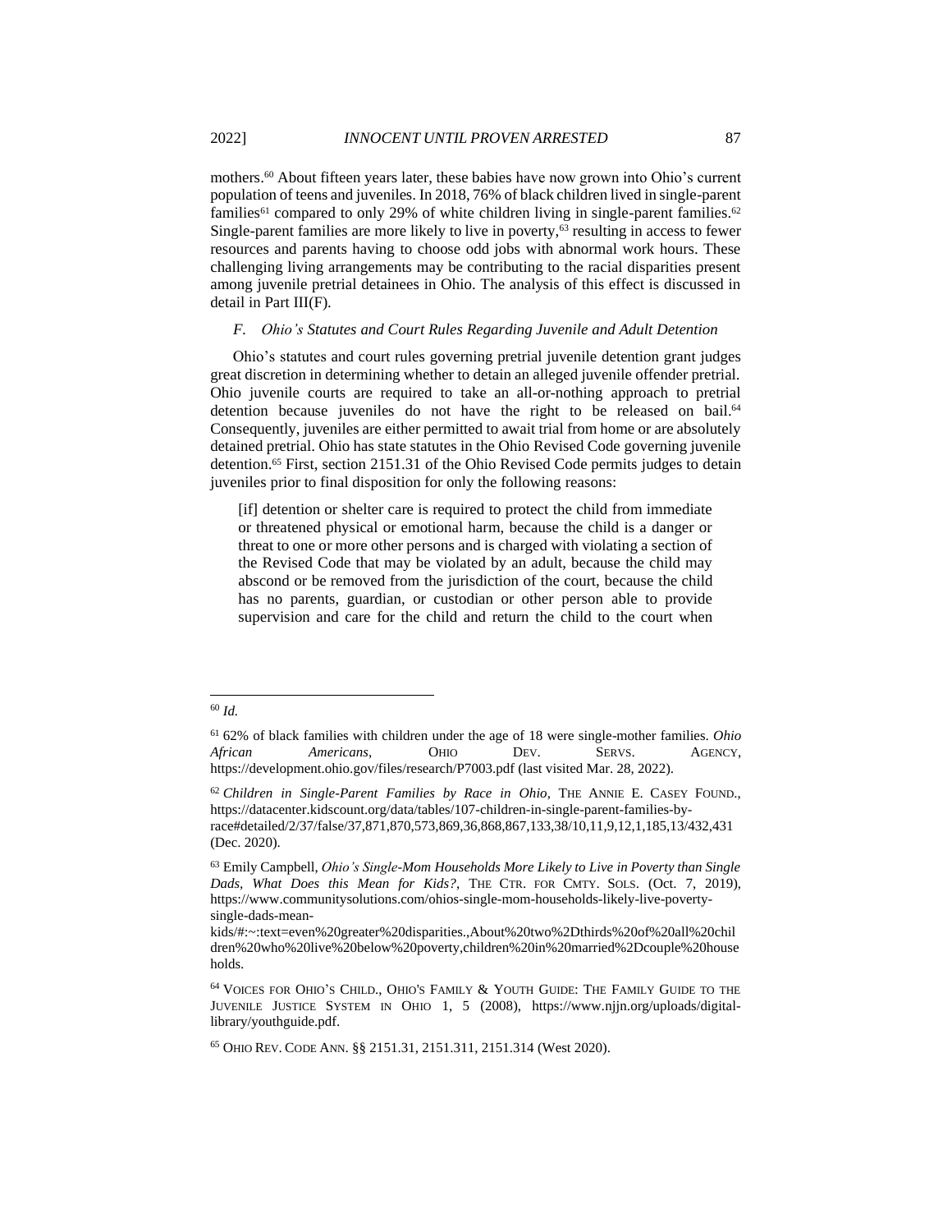mothers.[60] About fifteen years later, these babies have now grown into Ohio's current population of teens and juveniles. In 2018, 76% of black children lived in single-parent families[61] compared to only 29% of white children living in single-parent families.[62] Single-parent families are more likely to live in poverty,[63] resulting in access to fewer resources and parents having to choose odd jobs with abnormal work hours. These challenging living arrangements may be contributing to the racial disparities present among juvenile pretrial detainees in Ohio. The analysis of this effect is discussed in detail in Part III(F).

### *F. Ohio's Statutes and Court Rules Regarding Juvenile and Adult Detention*

Ohio's statutes and court rules governing pretrial juvenile detention grant judges great discretion in determining whether to detain an alleged juvenile offender pretrial. Ohio juvenile courts are required to take an all-or-nothing approach to pretrial detention because juveniles do not have the right to be released on bail.[64] Consequently, juveniles are either permitted to await trial from home or are absolutely detained pretrial. Ohio has state statutes in the Ohio Revised Code governing juvenile detention.[65] First, section 2151.31 of the Ohio Revised Code permits judges to detain juveniles prior to final disposition for only the following reasons:

> [if] detention or shelter care is required to protect the child from immediate or threatened physical or emotional harm, because the child is a danger or threat to one or more other persons and is charged with violating a section of the Revised Code that may be violated by an adult, because the child may abscond or be removed from the jurisdiction of the court, because the child has no parents, guardian, or custodian or other person able to provide supervision and care for the child and return the child to the court when

---

[60] *Id.*

[61] 62% of black families with children under the age of 18 were single-mother families. *Ohio African Americans*, OHIO DEV. SERVS. AGENCY, https://development.ohio.gov/files/research/P7003.pdf (last visited Mar. 28, 2022).

[62] *Children in Single-Parent Families by Race in Ohio*, THE ANNIE E. CASEY FOUND., https://datacenter.kidscount.org/data/tables/107-children-in-single-parent-families-by-race#detailed/2/37/false/37,871,870,573,869,36,868,867,133,38/10,11,9,12,1,185,13/432,431 (Dec. 2020).

[63] Emily Campbell, *Ohio's Single-Mom Households More Likely to Live in Poverty than Single Dads, What Does this Mean for Kids?*, THE CTR. FOR CMTY. SOLS. (Oct. 7, 2019), https://www.communitysolutions.com/ohios-single-mom-households-likely-live-poverty-single-dads-mean-kids/#:~:text=even%20greater%20disparities.,About%20two%2Dthirds%20of%20all%20children%20who%20live%20below%20poverty,children%20in%20married%2Dcouple%20households.

[64] VOICES FOR OHIO'S CHILD., OHIO'S FAMILY & YOUTH GUIDE: THE FAMILY GUIDE TO THE JUVENILE JUSTICE SYSTEM IN OHIO 1, 5 (2008), https://www.njjn.org/uploads/digital-library/youthguide.pdf.

[65] OHIO REV. CODE ANN. §§ 2151.31, 2151.311, 2151.314 (West 2020).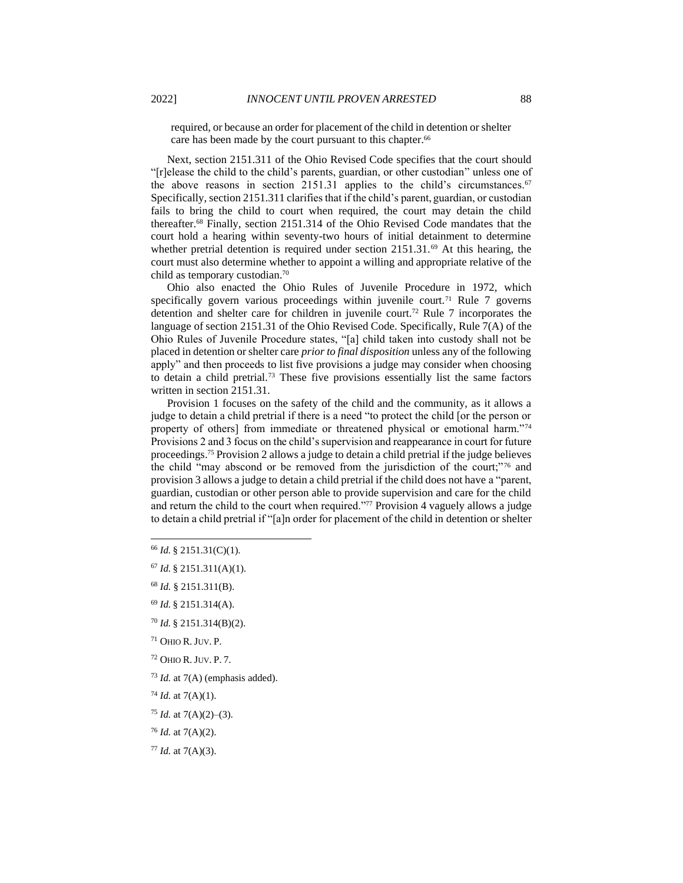required, or because an order for placement of the child in detention or shelter care has been made by the court pursuant to this chapter.[66]

Next, section 2151.311 of the Ohio Revised Code specifies that the court should "[r]elease the child to the child's parents, guardian, or other custodian" unless one of the above reasons in section 2151.31 applies to the child's circumstances.[67] Specifically, section 2151.311 clarifies that if the child's parent, guardian, or custodian fails to bring the child to court when required, the court may detain the child thereafter.[68] Finally, section 2151.314 of the Ohio Revised Code mandates that the court hold a hearing within seventy-two hours of initial detainment to determine whether pretrial detention is required under section 2151.31.[69] At this hearing, the court must also determine whether to appoint a willing and appropriate relative of the child as temporary custodian.[70]

Ohio also enacted the Ohio Rules of Juvenile Procedure in 1972, which specifically govern various proceedings within juvenile court.[71] Rule 7 governs detention and shelter care for children in juvenile court.[72] Rule 7 incorporates the language of section 2151.31 of the Ohio Revised Code. Specifically, Rule 7(A) of the Ohio Rules of Juvenile Procedure states, "[a] child taken into custody shall not be placed in detention or shelter care *prior to final disposition* unless any of the following apply" and then proceeds to list five provisions a judge may consider when choosing to detain a child pretrial.[73] These five provisions essentially list the same factors written in section 2151.31.

Provision 1 focuses on the safety of the child and the community, as it allows a judge to detain a child pretrial if there is a need "to protect the child [or the person or property of others] from immediate or threatened physical or emotional harm."[74] Provisions 2 and 3 focus on the child's supervision and reappearance in court for future proceedings.[75] Provision 2 allows a judge to detain a child pretrial if the judge believes the child "may abscond or be removed from the jurisdiction of the court;"[76] and provision 3 allows a judge to detain a child pretrial if the child does not have a "parent, guardian, custodian or other person able to provide supervision and care for the child and return the child to the court when required."[77] Provision 4 vaguely allows a judge to detain a child pretrial if "[a]n order for placement of the child in detention or shelter

---

[66] *Id.* § 2151.31(C)(1).

[67] *Id.* § 2151.311(A)(1).

[68] *Id.* § 2151.311(B).

[69] *Id.* § 2151.314(A).

[70] *Id.* § 2151.314(B)(2).

[71] OHIO R. JUV. P.

[72] OHIO R. JUV. P. 7.

[73] *Id.* at 7(A) (emphasis added).

[74] *Id.* at 7(A)(1).

[75] *Id.* at 7(A)(2)–(3).

[76] *Id.* at 7(A)(2).

[77] *Id.* at 7(A)(3).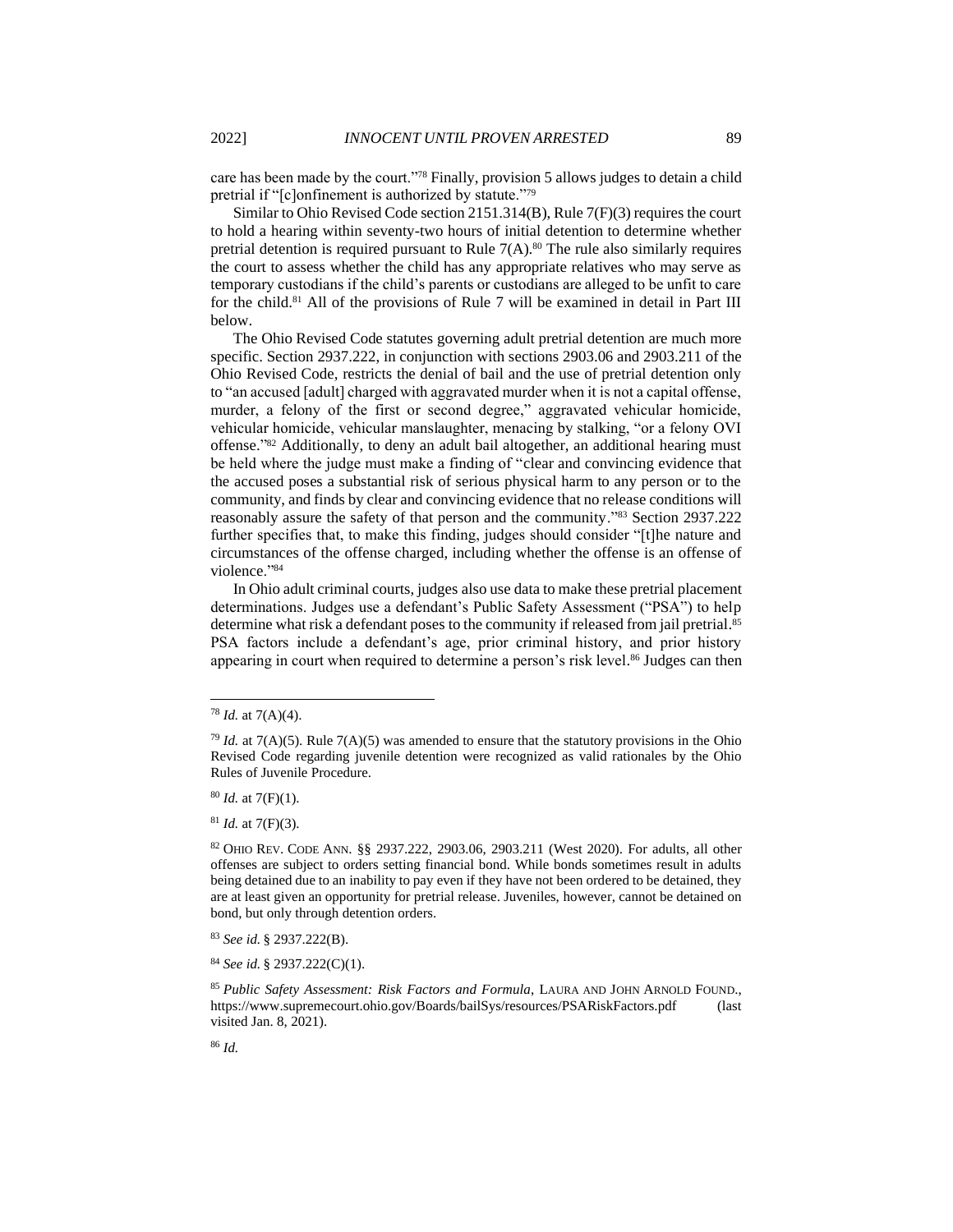care has been made by the court."[78] Finally, provision 5 allows judges to detain a child pretrial if "[c]onfinement is authorized by statute."[79]

Similar to Ohio Revised Code section 2151.314(B), Rule 7(F)(3) requires the court to hold a hearing within seventy-two hours of initial detention to determine whether pretrial detention is required pursuant to Rule 7(A).[80] The rule also similarly requires the court to assess whether the child has any appropriate relatives who may serve as temporary custodians if the child's parents or custodians are alleged to be unfit to care for the child.[81] All of the provisions of Rule 7 will be examined in detail in Part III below.

The Ohio Revised Code statutes governing adult pretrial detention are much more specific. Section 2937.222, in conjunction with sections 2903.06 and 2903.211 of the Ohio Revised Code, restricts the denial of bail and the use of pretrial detention only to "an accused [adult] charged with aggravated murder when it is not a capital offense, murder, a felony of the first or second degree," aggravated vehicular homicide, vehicular homicide, vehicular manslaughter, menacing by stalking, "or a felony OVI offense."[82] Additionally, to deny an adult bail altogether, an additional hearing must be held where the judge must make a finding of "clear and convincing evidence that the accused poses a substantial risk of serious physical harm to any person or to the community, and finds by clear and convincing evidence that no release conditions will reasonably assure the safety of that person and the community."[83] Section 2937.222 further specifies that, to make this finding, judges should consider "[t]he nature and circumstances of the offense charged, including whether the offense is an offense of violence."[84]

In Ohio adult criminal courts, judges also use data to make these pretrial placement determinations. Judges use a defendant's Public Safety Assessment ("PSA") to help determine what risk a defendant poses to the community if released from jail pretrial.[85] PSA factors include a defendant's age, prior criminal history, and prior history appearing in court when required to determine a person's risk level.[86] Judges can then

---

[78] *Id.* at 7(A)(4).

[79] *Id.* at 7(A)(5). Rule 7(A)(5) was amended to ensure that the statutory provisions in the Ohio Revised Code regarding juvenile detention were recognized as valid rationales by the Ohio Rules of Juvenile Procedure.

[80] *Id.* at 7(F)(1).

[81] *Id.* at 7(F)(3).

[82] OHIO REV. CODE ANN. §§ 2937.222, 2903.06, 2903.211 (West 2020). For adults, all other offenses are subject to orders setting financial bond. While bonds sometimes result in adults being detained due to an inability to pay even if they have not been ordered to be detained, they are at least given an opportunity for pretrial release. Juveniles, however, cannot be detained on bond, but only through detention orders.

[83] *See id.* § 2937.222(B).

[84] *See id.* § 2937.222(C)(1).

[85] *Public Safety Assessment: Risk Factors and Formula*, LAURA AND JOHN ARNOLD FOUND., https://www.supremecourt.ohio.gov/Boards/bailSys/resources/PSARiskFactors.pdf (last visited Jan. 8, 2021).

[86] *Id.*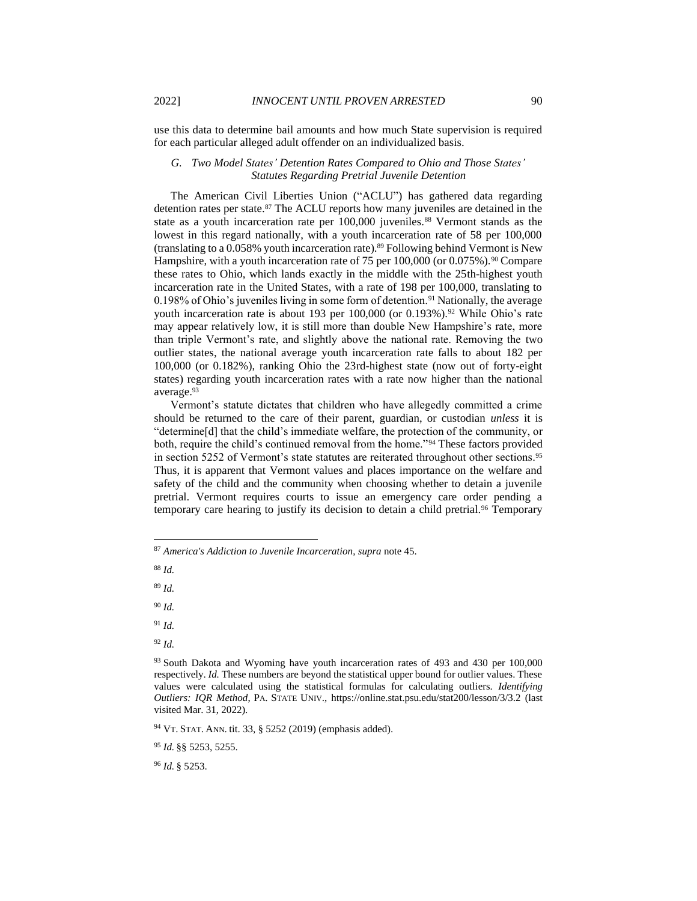use this data to determine bail amounts and how much State supervision is required for each particular alleged adult offender on an individualized basis.

### *G. Two Model States' Detention Rates Compared to Ohio and Those States' Statutes Regarding Pretrial Juvenile Detention*

The American Civil Liberties Union ("ACLU") has gathered data regarding detention rates per state.[87] The ACLU reports how many juveniles are detained in the state as a youth incarceration rate per 100,000 juveniles.[88] Vermont stands as the lowest in this regard nationally, with a youth incarceration rate of 58 per 100,000 (translating to a 0.058% youth incarceration rate).[89] Following behind Vermont is New Hampshire, with a youth incarceration rate of 75 per 100,000 (or 0.075%).[90] Compare these rates to Ohio, which lands exactly in the middle with the 25th-highest youth incarceration rate in the United States, with a rate of 198 per 100,000, translating to 0.198% of Ohio's juveniles living in some form of detention.[91] Nationally, the average youth incarceration rate is about 193 per 100,000 (or 0.193%).[92] While Ohio's rate may appear relatively low, it is still more than double New Hampshire's rate, more than triple Vermont's rate, and slightly above the national rate. Removing the two outlier states, the national average youth incarceration rate falls to about 182 per 100,000 (or 0.182%), ranking Ohio the 23rd-highest state (now out of forty-eight states) regarding youth incarceration rates with a rate now higher than the national average.[93]

Vermont's statute dictates that children who have allegedly committed a crime should be returned to the care of their parent, guardian, or custodian *unless* it is "determine[d] that the child's immediate welfare, the protection of the community, or both, require the child's continued removal from the home."[94] These factors provided in section 5252 of Vermont's state statutes are reiterated throughout other sections.[95] Thus, it is apparent that Vermont values and places importance on the welfare and safety of the child and the community when choosing whether to detain a juvenile pretrial. Vermont requires courts to issue an emergency care order pending a temporary care hearing to justify its decision to detain a child pretrial.[96] Temporary

---

[87] *America's Addiction to Juvenile Incarceration*, *supra* note 45.

[88] *Id.*

[89] *Id.*

[90] *Id.*

[91] *Id.*

[92] *Id.*

[93] South Dakota and Wyoming have youth incarceration rates of 493 and 430 per 100,000 respectively. *Id.* These numbers are beyond the statistical upper bound for outlier values. These values were calculated using the statistical formulas for calculating outliers. *Identifying Outliers: IQR Method*, PA. STATE UNIV., https://online.stat.psu.edu/stat200/lesson/3/3.2 (last visited Mar. 31, 2022).

[94] VT. STAT. ANN. tit. 33, § 5252 (2019) (emphasis added).

[95] *Id.* §§ 5253, 5255.

[96] *Id.* § 5253.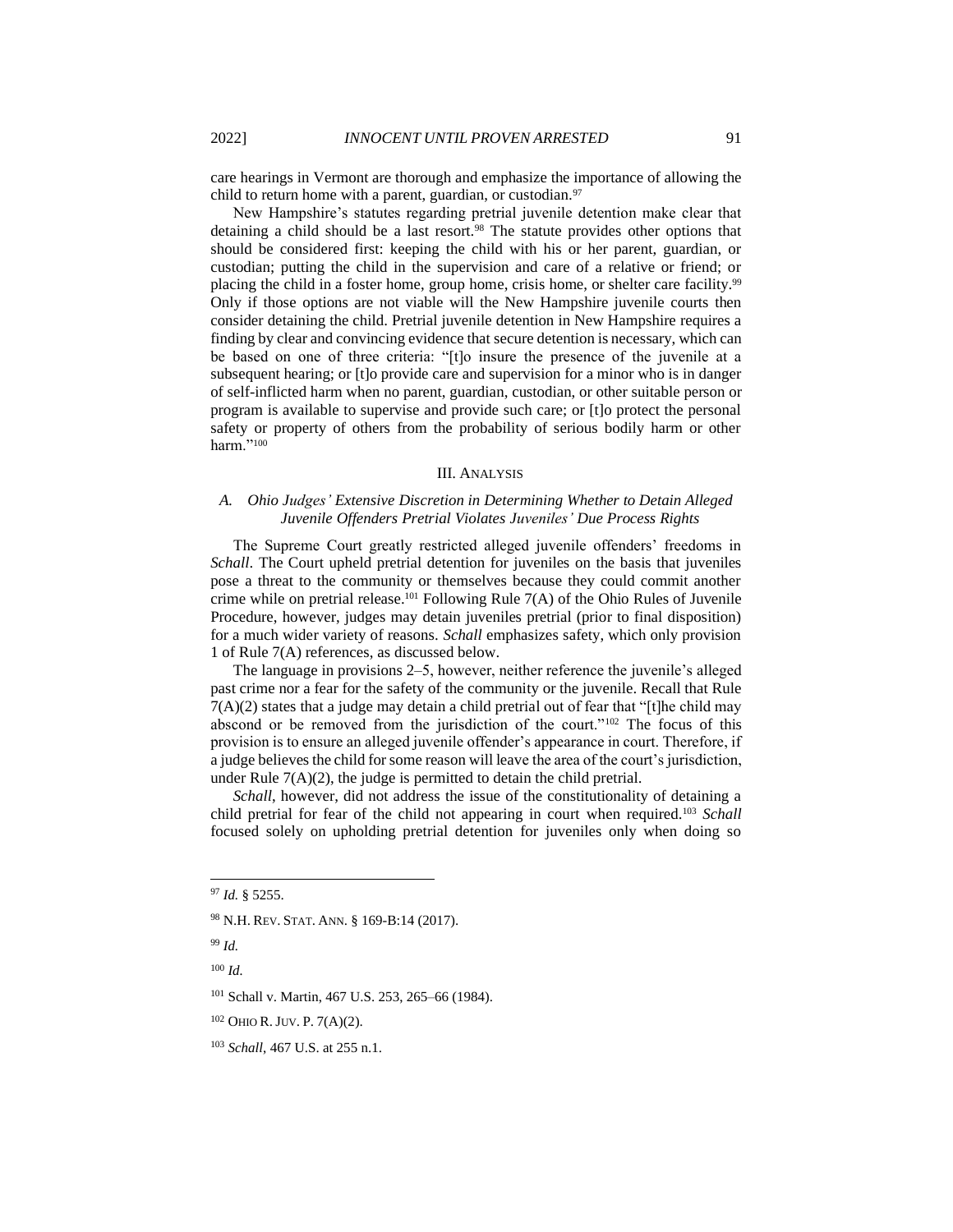care hearings in Vermont are thorough and emphasize the importance of allowing the child to return home with a parent, guardian, or custodian.[97]

New Hampshire's statutes regarding pretrial juvenile detention make clear that detaining a child should be a last resort.[98] The statute provides other options that should be considered first: keeping the child with his or her parent, guardian, or custodian; putting the child in the supervision and care of a relative or friend; or placing the child in a foster home, group home, crisis home, or shelter care facility.[99] Only if those options are not viable will the New Hampshire juvenile courts then consider detaining the child. Pretrial juvenile detention in New Hampshire requires a finding by clear and convincing evidence that secure detention is necessary, which can be based on one of three criteria: "[t]o insure the presence of the juvenile at a subsequent hearing; or [t]o provide care and supervision for a minor who is in danger of self-inflicted harm when no parent, guardian, custodian, or other suitable person or program is available to supervise and provide such care; or [t]o protect the personal safety or property of others from the probability of serious bodily harm or other harm."[100]

## III. Analysis

### A. Ohio Judges' Extensive Discretion in Determining Whether to Detain Alleged Juvenile Offenders Pretrial Violates Juveniles' Due Process Rights

The Supreme Court greatly restricted alleged juvenile offenders' freedoms in *Schall*. The Court upheld pretrial detention for juveniles on the basis that juveniles pose a threat to the community or themselves because they could commit another crime while on pretrial release.[101] Following Rule 7(A) of the Ohio Rules of Juvenile Procedure, however, judges may detain juveniles pretrial (prior to final disposition) for a much wider variety of reasons. *Schall* emphasizes safety, which only provision 1 of Rule 7(A) references, as discussed below.

The language in provisions 2–5, however, neither reference the juvenile's alleged past crime nor a fear for the safety of the community or the juvenile. Recall that Rule 7(A)(2) states that a judge may detain a child pretrial out of fear that "[t]he child may abscond or be removed from the jurisdiction of the court."[102] The focus of this provision is to ensure an alleged juvenile offender's appearance in court. Therefore, if a judge believes the child for some reason will leave the area of the court's jurisdiction, under Rule 7(A)(2), the judge is permitted to detain the child pretrial.

*Schall*, however, did not address the issue of the constitutionality of detaining a child pretrial for fear of the child not appearing in court when required.[103] *Schall* focused solely on upholding pretrial detention for juveniles only when doing so

---

[97] *Id.* § 5255.

[98] N.H. Rev. Stat. Ann. § 169-B:14 (2017).

[99] *Id.*

[100] *Id.*

[101] Schall v. Martin, 467 U.S. 253, 265–66 (1984).

[102] Ohio R. Juv. P. 7(A)(2).

[103] *Schall*, 467 U.S. at 255 n.1.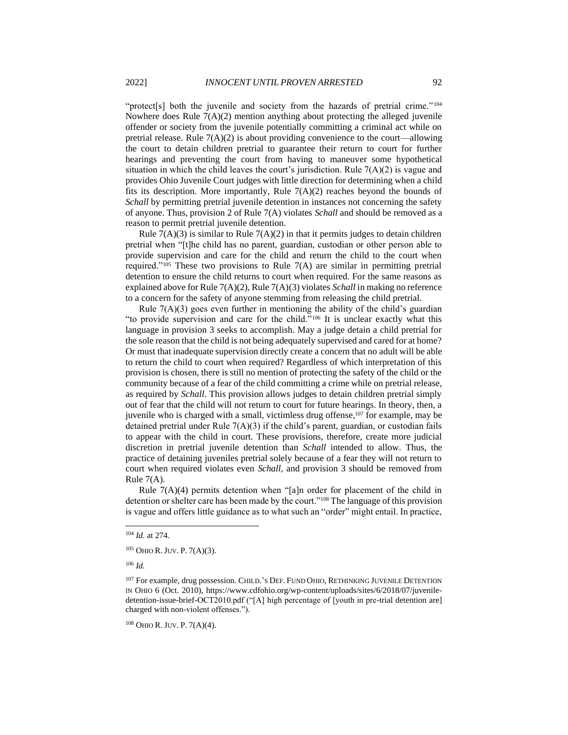"protect[s] both the juvenile and society from the hazards of pretrial crime."[104] Nowhere does Rule 7(A)(2) mention anything about protecting the alleged juvenile offender or society from the juvenile potentially committing a criminal act while on pretrial release. Rule 7(A)(2) is about providing convenience to the court—allowing the court to detain children pretrial to guarantee their return to court for further hearings and preventing the court from having to maneuver some hypothetical situation in which the child leaves the court's jurisdiction. Rule 7(A)(2) is vague and provides Ohio Juvenile Court judges with little direction for determining when a child fits its description. More importantly, Rule 7(A)(2) reaches beyond the bounds of *Schall* by permitting pretrial juvenile detention in instances not concerning the safety of anyone. Thus, provision 2 of Rule 7(A) violates *Schall* and should be removed as a reason to permit pretrial juvenile detention.

Rule 7(A)(3) is similar to Rule 7(A)(2) in that it permits judges to detain children pretrial when "[t]he child has no parent, guardian, custodian or other person able to provide supervision and care for the child and return the child to the court when required."[105] These two provisions to Rule 7(A) are similar in permitting pretrial detention to ensure the child returns to court when required. For the same reasons as explained above for Rule 7(A)(2), Rule 7(A)(3) violates *Schall* in making no reference to a concern for the safety of anyone stemming from releasing the child pretrial.

Rule 7(A)(3) goes even further in mentioning the ability of the child's guardian "to provide supervision and care for the child."[106] It is unclear exactly what this language in provision 3 seeks to accomplish. May a judge detain a child pretrial for the sole reason that the child is not being adequately supervised and cared for at home? Or must that inadequate supervision directly create a concern that no adult will be able to return the child to court when required? Regardless of which interpretation of this provision is chosen, there is still no mention of protecting the safety of the child or the community because of a fear of the child committing a crime while on pretrial release, as required by *Schall*. This provision allows judges to detain children pretrial simply out of fear that the child will not return to court for future hearings. In theory, then, a juvenile who is charged with a small, victimless drug offense,[107] for example, may be detained pretrial under Rule 7(A)(3) if the child's parent, guardian, or custodian fails to appear with the child in court. These provisions, therefore, create more judicial discretion in pretrial juvenile detention than *Schall* intended to allow. Thus, the practice of detaining juveniles pretrial solely because of a fear they will not return to court when required violates even *Schall*, and provision 3 should be removed from Rule 7(A).

Rule 7(A)(4) permits detention when "[a]n order for placement of the child in detention or shelter care has been made by the court."[108] The language of this provision is vague and offers little guidance as to what such an "order" might entail. In practice,

---

[104] *Id.* at 274.

[105] OHIO R. JUV. P. 7(A)(3).

[106] *Id.*

[107] For example, drug possession. CHILD.'S DEF. FUND OHIO, RETHINKING JUVENILE DETENTION IN OHIO 6 (Oct. 2010), https://www.cdfohio.org/wp-content/uploads/sites/6/2018/07/juvenile-detention-issue-brief-OCT2010.pdf ("[A] high percentage of [youth in pre-trial detention are] charged with non-violent offenses.").

[108] OHIO R. JUV. P. 7(A)(4).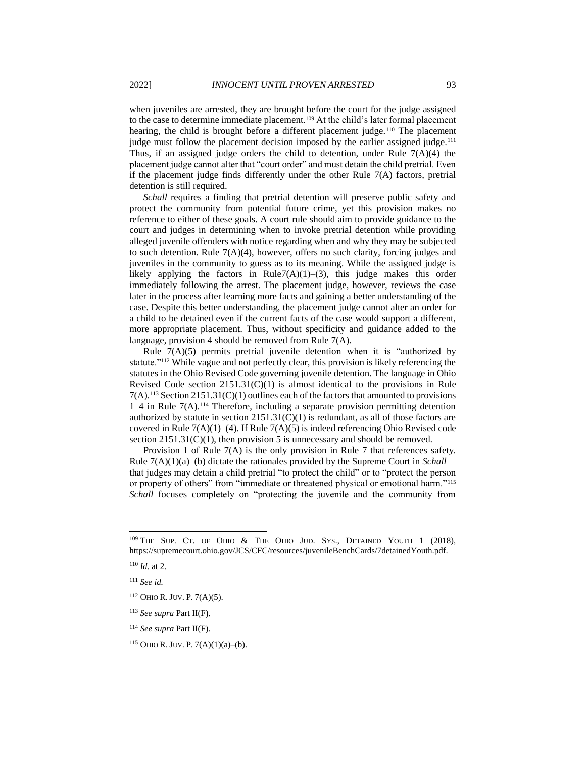when juveniles are arrested, they are brought before the court for the judge assigned to the case to determine immediate placement.[109] At the child's later formal placement hearing, the child is brought before a different placement judge.[110] The placement judge must follow the placement decision imposed by the earlier assigned judge.[111] Thus, if an assigned judge orders the child to detention, under Rule 7(A)(4) the placement judge cannot alter that "court order" and must detain the child pretrial. Even if the placement judge finds differently under the other Rule 7(A) factors, pretrial detention is still required.

*Schall* requires a finding that pretrial detention will preserve public safety and protect the community from potential future crime, yet this provision makes no reference to either of these goals. A court rule should aim to provide guidance to the court and judges in determining when to invoke pretrial detention while providing alleged juvenile offenders with notice regarding when and why they may be subjected to such detention. Rule 7(A)(4), however, offers no such clarity, forcing judges and juveniles in the community to guess as to its meaning. While the assigned judge is likely applying the factors in Rule7(A)(1)–(3), this judge makes this order immediately following the arrest. The placement judge, however, reviews the case later in the process after learning more facts and gaining a better understanding of the case. Despite this better understanding, the placement judge cannot alter an order for a child to be detained even if the current facts of the case would support a different, more appropriate placement. Thus, without specificity and guidance added to the language, provision 4 should be removed from Rule 7(A).

Rule 7(A)(5) permits pretrial juvenile detention when it is "authorized by statute."[112] While vague and not perfectly clear, this provision is likely referencing the statutes in the Ohio Revised Code governing juvenile detention. The language in Ohio Revised Code section 2151.31(C)(1) is almost identical to the provisions in Rule 7(A).[113] Section 2151.31(C)(1) outlines each of the factors that amounted to provisions 1–4 in Rule 7(A).[114] Therefore, including a separate provision permitting detention authorized by statute in section 2151.31(C)(1) is redundant, as all of those factors are covered in Rule 7(A)(1)–(4). If Rule 7(A)(5) is indeed referencing Ohio Revised code section 2151.31(C)(1), then provision 5 is unnecessary and should be removed.

Provision 1 of Rule 7(A) is the only provision in Rule 7 that references safety. Rule 7(A)(1)(a)–(b) dictate the rationales provided by the Supreme Court in *Schall*—that judges may detain a child pretrial "to protect the child" or to "protect the person or property of others" from "immediate or threatened physical or emotional harm."[115] *Schall* focuses completely on "protecting the juvenile and the community from

---

[109] THE SUP. CT. OF OHIO & THE OHIO JUD. SYS., DETAINED YOUTH 1 (2018), https://supremecourt.ohio.gov/JCS/CFC/resources/juvenileBenchCards/7detainedYouth.pdf.

[110] *Id.* at 2.

[111] *See id.*

[112] OHIO R. JUV. P. 7(A)(5).

[113] *See supra* Part II(F).

[114] *See supra* Part II(F).

[115] OHIO R. JUV. P. 7(A)(1)(a)–(b).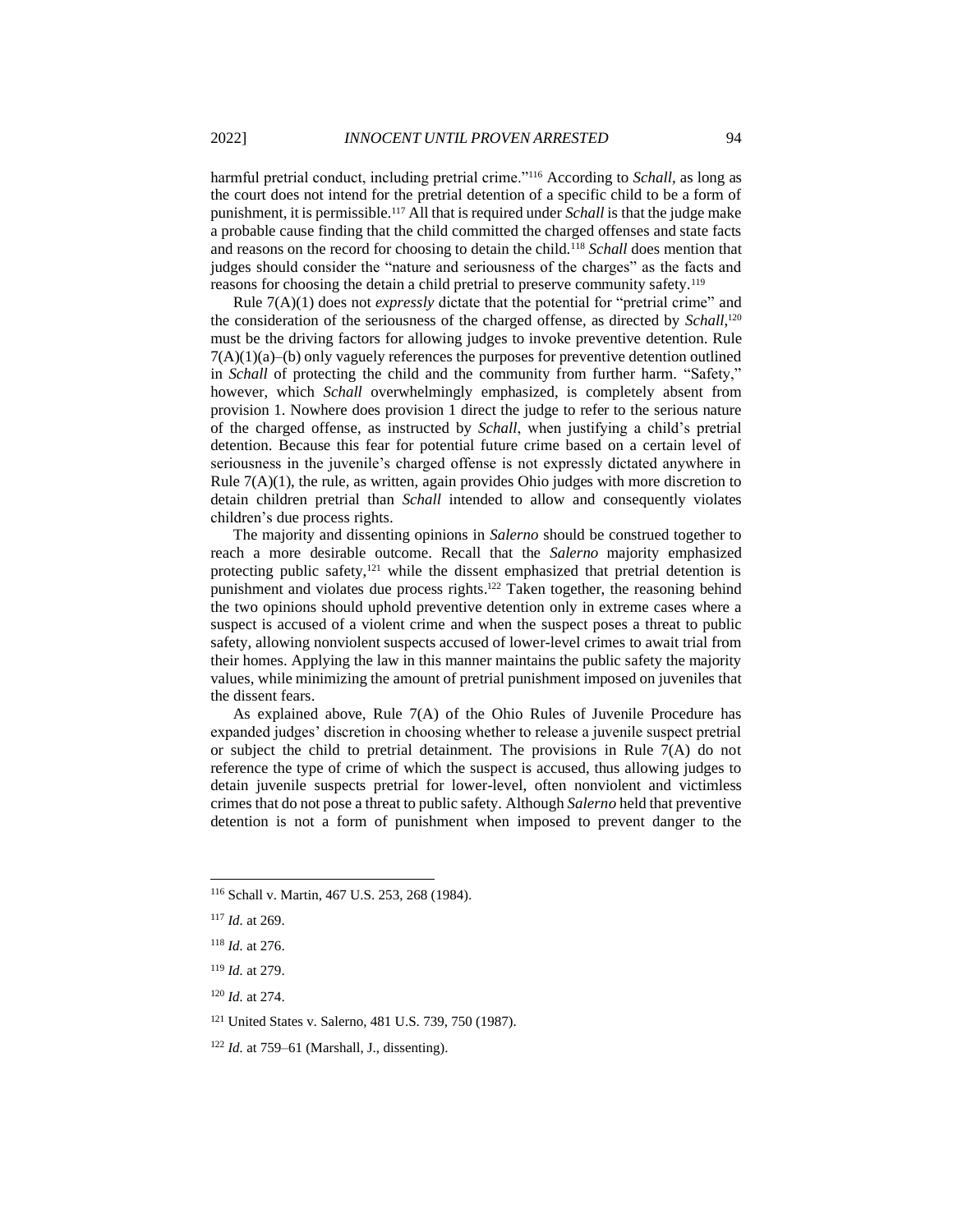harmful pretrial conduct, including pretrial crime."[116] According to *Schall*, as long as the court does not intend for the pretrial detention of a specific child to be a form of punishment, it is permissible.[117] All that is required under *Schall* is that the judge make a probable cause finding that the child committed the charged offenses and state facts and reasons on the record for choosing to detain the child.[118] *Schall* does mention that judges should consider the "nature and seriousness of the charges" as the facts and reasons for choosing the detain a child pretrial to preserve community safety.[119]

Rule 7(A)(1) does not *expressly* dictate that the potential for "pretrial crime" and the consideration of the seriousness of the charged offense, as directed by *Schall*,[120] must be the driving factors for allowing judges to invoke preventive detention. Rule 7(A)(1)(a)–(b) only vaguely references the purposes for preventive detention outlined in *Schall* of protecting the child and the community from further harm. "Safety," however, which *Schall* overwhelmingly emphasized, is completely absent from provision 1. Nowhere does provision 1 direct the judge to refer to the serious nature of the charged offense, as instructed by *Schall*, when justifying a child's pretrial detention. Because this fear for potential future crime based on a certain level of seriousness in the juvenile's charged offense is not expressly dictated anywhere in Rule 7(A)(1), the rule, as written, again provides Ohio judges with more discretion to detain children pretrial than *Schall* intended to allow and consequently violates children's due process rights.

The majority and dissenting opinions in *Salerno* should be construed together to reach a more desirable outcome. Recall that the *Salerno* majority emphasized protecting public safety,[121] while the dissent emphasized that pretrial detention is punishment and violates due process rights.[122] Taken together, the reasoning behind the two opinions should uphold preventive detention only in extreme cases where a suspect is accused of a violent crime and when the suspect poses a threat to public safety, allowing nonviolent suspects accused of lower-level crimes to await trial from their homes. Applying the law in this manner maintains the public safety the majority values, while minimizing the amount of pretrial punishment imposed on juveniles that the dissent fears.

As explained above, Rule 7(A) of the Ohio Rules of Juvenile Procedure has expanded judges' discretion in choosing whether release a juvenile suspect pretrial or subject the child to pretrial detainment. The provisions in Rule 7(A) do not reference the type of crime of which the suspect is accused, thus allowing judges to detain juvenile suspects pretrial for lower-level, often nonviolent and victimless crimes that do not pose a threat to public safety. Although *Salerno* held that preventive detention is not a form of punishment when imposed to prevent danger to the

---

[116] Schall v. Martin, 467 U.S. 253, 268 (1984).

[117] *Id.* at 269.

[118] *Id.* at 276.

[119] *Id.* at 279.

[120] *Id.* at 274.

[121] United States v. Salerno, 481 U.S. 739, 750 (1987).

[122] *Id.* at 759–61 (Marshall, J., dissenting).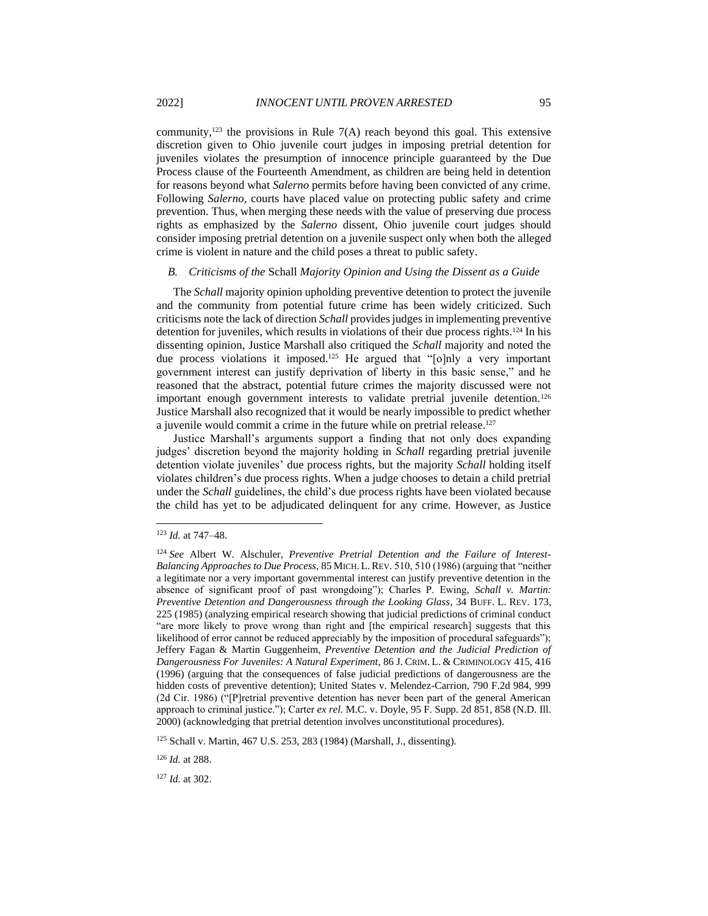community,[123] the provisions in Rule 7(A) reach beyond this goal. This extensive discretion given to Ohio juvenile court judges in imposing pretrial detention for juveniles violates the presumption of innocence principle guaranteed by the Due Process clause of the Fourteenth Amendment, as children are being held in detention for reasons beyond what *Salerno* permits before having been convicted of any crime. Following *Salerno*, courts have placed value on protecting public safety and crime prevention. Thus, when merging these needs with the value of preserving due process rights as emphasized by the *Salerno* dissent, Ohio juvenile court judges should consider imposing pretrial detention on a juvenile suspect only when both the alleged crime is violent in nature and the child poses a threat to public safety.

### *B. Criticisms of the* Schall *Majority Opinion and Using the Dissent as a Guide*

The *Schall* majority opinion upholding preventive detention to protect the juvenile and the community from potential future crime has been widely criticized. Such criticisms note the lack of direction *Schall* provides judges in implementing preventive detention for juveniles, which results in violations of their due process rights.[124] In his dissenting opinion, Justice Marshall also critiqued the *Schall* majority and noted the due process violations it imposed.[125] He argued that "[o]nly a very important government interest can justify deprivation of liberty in this basic sense," and he reasoned that the abstract, potential future crimes the majority discussed were not important enough government interests to validate pretrial juvenile detention.[126] Justice Marshall also recognized that it would be nearly impossible to predict whether a juvenile would commit a crime in the future while on pretrial release.[127]

Justice Marshall's arguments support a finding that not only does expanding judges' discretion beyond the majority holding in *Schall* regarding pretrial juvenile detention violate juveniles' due process rights, but the majority *Schall* holding itself violates children's due process rights. When a judge chooses to detain a child pretrial under the *Schall* guidelines, the child's due process rights have been violated because the child has yet to be adjudicated delinquent for any crime. However, as Justice

---

[123] *Id.* at 747–48.

[124] *See* Albert W. Alschuler, *Preventive Pretrial Detention and the Failure of Interest-Balancing Approaches to Due Process*, 85 MICH. L. REV. 510, 510 (1986) (arguing that "neither a legitimate nor a very important governmental interest can justify preventive detention in the absence of significant proof of past wrongdoing"); Charles P. Ewing, *Schall v. Martin: Preventive Detention and Dangerousness through the Looking Glass*, 34 BUFF. L. REV. 173, 225 (1985) (analyzing empirical research showing that judicial predictions of criminal conduct "are more likely to prove wrong than right and [the empirical research] suggests that this likelihood of error cannot be reduced appreciably by the imposition of procedural safeguards"); Jeffery Fagan & Martin Guggenheim, *Preventive Detention and the Judicial Prediction of Dangerousness For Juveniles: A Natural Experiment*, 86 J. CRIM. L. & CRIMINOLOGY 415, 416 (1996) (arguing that the consequences of false judicial predictions of dangerousness are the hidden costs of preventive detention); United States v. Melendez-Carrion, 790 F.2d 984, 999 (2d Cir. 1986) ("[P]retrial preventive detention has never been part of the general American approach to criminal justice."); Carter *ex rel.* M.C. v. Doyle, 95 F. Supp. 2d 851, 858 (N.D. Ill. 2000) (acknowledging that pretrial detention involves unconstitutional procedures).

[125] Schall v. Martin, 467 U.S. 253, 283 (1984) (Marshall, J., dissenting).

[126] *Id.* at 288.

[127] *Id.* at 302.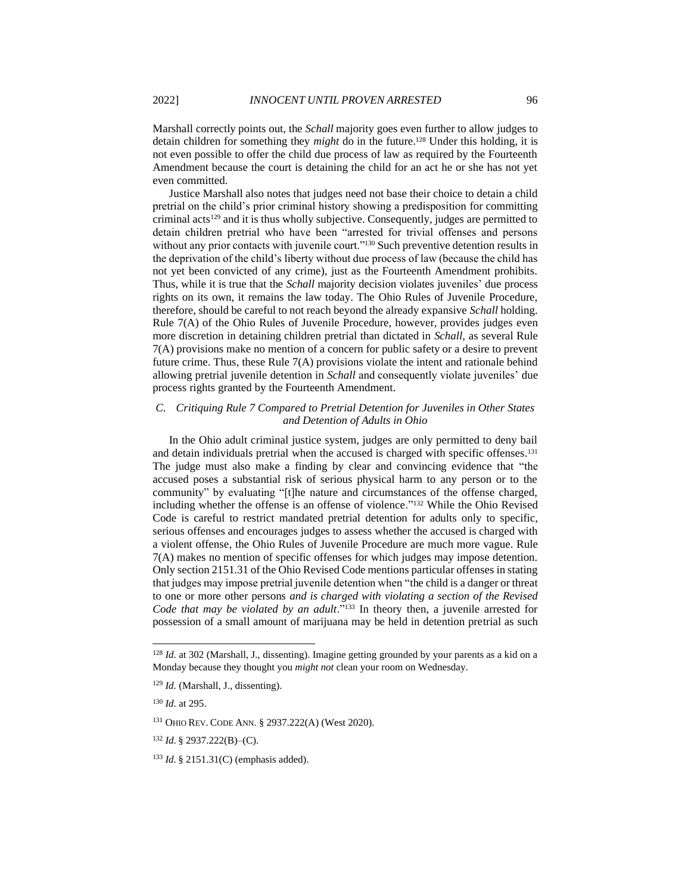Marshall correctly points out, the *Schall* majority goes even further to allow judges to detain children for something they *might* do in the future.[128] Under this holding, it is not even possible to offer the child due process of law as required by the Fourteenth Amendment because the court is detaining the child for an act he or she has not yet even committed.

Justice Marshall also notes that judges need not base their choice to detain a child pretrial on the child's prior criminal history showing a predisposition for committing criminal acts[129] and it is thus wholly subjective. Consequently, judges are permitted to detain children pretrial who have been "arrested for trivial offenses and persons without any prior contacts with juvenile court."[130] Such preventive detention results in the deprivation of the child's liberty without due process of law (because the child has not yet been convicted of any crime), just as the Fourteenth Amendment prohibits. Thus, while it is true that the *Schall* majority decision violates juveniles' due process rights on its own, it remains the law today. The Ohio Rules of Juvenile Procedure, therefore, should be careful to not reach beyond the already expansive *Schall* holding. Rule 7(A) of the Ohio Rules of Juvenile Procedure, however, provides judges even more discretion in detaining children pretrial than dictated in *Schall*, as several Rule 7(A) provisions make no mention of a concern for public safety or a desire to prevent future crime. Thus, these Rule 7(A) provisions violate the intent and rationale behind allowing pretrial juvenile detention in *Schall* and consequently violate juveniles' due process rights granted by the Fourteenth Amendment.

### *C. Critiquing Rule 7 Compared to Pretrial Detention for Juveniles in Other States and Detention of Adults in Ohio*

In the Ohio adult criminal justice system, judges are only permitted to deny bail and detain individuals pretrial when the accused is charged with specific offenses.[131] The judge must also make a finding by clear and convincing evidence that "the accused poses a substantial risk of serious physical harm to any person or to the community" by evaluating "[t]he nature and circumstances of the offense charged, including whether the offense is an offense of violence."[132] While the Ohio Revised Code is careful to restrict mandated pretrial detention for adults only to specific, serious offenses and encourages judges to assess whether the accused is charged with a violent offense, the Ohio Rules of Juvenile Procedure are much more vague. Rule 7(A) makes no mention of specific offenses for which judges may impose detention. Only section 2151.31 of the Ohio Revised Code mentions particular offenses in stating that judges may impose pretrial juvenile detention when "the child is a danger or threat to one or more other persons *and is charged with violating a section of the Revised Code that may be violated by an adult*."[133] In theory then, a juvenile arrested for possession of a small amount of marijuana may be held in detention pretrial as such

---

[128] *Id.* at 302 (Marshall, J., dissenting). Imagine getting grounded by your parents as a kid on a Monday because they thought you *might not* clean your room on Wednesday.

[129] *Id.* (Marshall, J., dissenting).

[130] *Id.* at 295.

[131] OHIO REV. CODE ANN. § 2937.222(A) (West 2020).

[132] *Id.* § 2937.222(B)–(C).

[133] *Id.* § 2151.31(C) (emphasis added).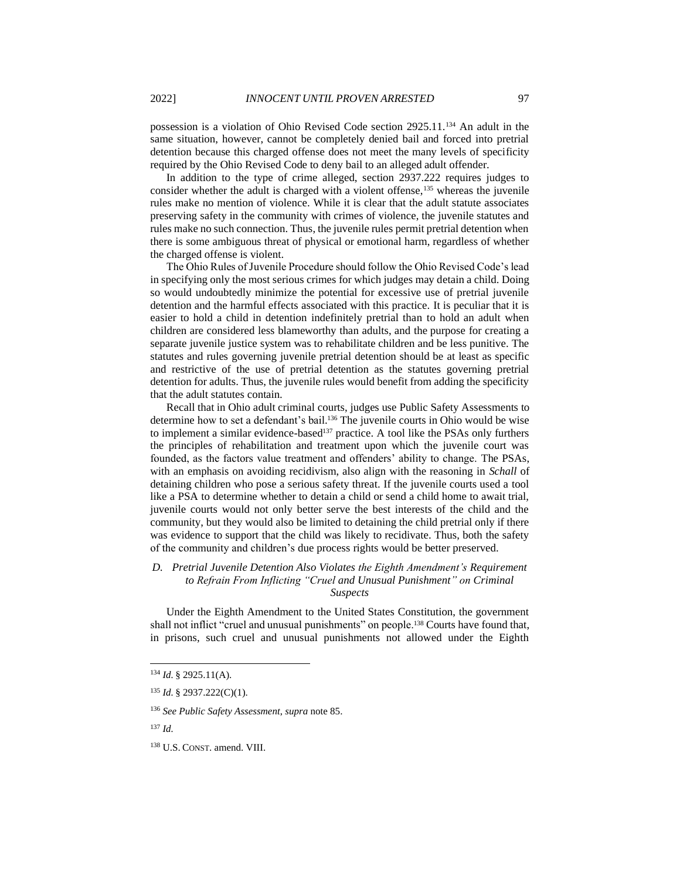possession is a violation of Ohio Revised Code section 2925.11.[134] An adult in the same situation, however, cannot be completely denied bail and forced into pretrial detention because this charged offense does not meet the many levels of specificity required by the Ohio Revised Code to deny bail to an alleged adult offender.

In addition to the type of crime alleged, section 2937.222 requires judges to consider whether the adult is charged with a violent offense,[135] whereas the juvenile rules make no mention of violence. While it is clear that the adult statute associates preserving safety in the community with crimes of violence, the juvenile statutes and rules make no such connection. Thus, the juvenile rules permit pretrial detention when there is some ambiguous threat of physical or emotional harm, regardless of whether the charged offense is violent.

The Ohio Rules of Juvenile Procedure should follow the Ohio Revised Code's lead in specifying only the most serious crimes for which judges may detain a child. Doing so would undoubtedly minimize the potential for excessive use of pretrial juvenile detention and the harmful effects associated with this practice. It is peculiar that it is easier to hold a child in detention indefinitely pretrial than to hold an adult when children are considered less blameworthy than adults, and the purpose for creating a separate juvenile justice system was to rehabilitate children and be less punitive. The statutes and rules governing juvenile pretrial detention should be at least as specific and restrictive of the use of pretrial detention as the statutes governing pretrial detention for adults. Thus, the juvenile rules would benefit from adding the specificity that the adult statutes contain.

Recall that in Ohio adult criminal courts, judges use Public Safety Assessments to determine how to set a defendant's bail.[136] The juvenile courts in Ohio would be wise to implement a similar evidence-based[137] practice. A tool like the PSAs only furthers the principles of rehabilitation and treatment upon which the juvenile court was founded, as the factors value treatment and offenders' ability to change. The PSAs, with an emphasis on avoiding recidivism, also align with the reasoning in *Schall* of detaining children who pose a serious safety threat. If the juvenile courts used a tool like a PSA to determine whether to detain a child or send a child home to await trial, juvenile courts would not only better serve the best interests of the child and the community, but they would also be limited to detaining the child pretrial only if there was evidence to support that the child was likely to recidivate. Thus, both the safety of the community and children's due process rights would be better preserved.

### *D. Pretrial Juvenile Detention Also Violates the Eighth Amendment's Requirement to Refrain From Inflicting "Cruel and Unusual Punishment" on Criminal Suspects*

Under the Eighth Amendment to the United States Constitution, the government shall not inflict "cruel and unusual punishments" on people.[138] Courts have found that, in prisons, such cruel and unusual punishments not allowed under the Eighth

---

[134] *Id.* § 2925.11(A).

[135] *Id.* § 2937.222(C)(1).

[136] *See Public Safety Assessment*, *supra* note 85.

[137] *Id.*

[138] U.S. CONST. amend. VIII.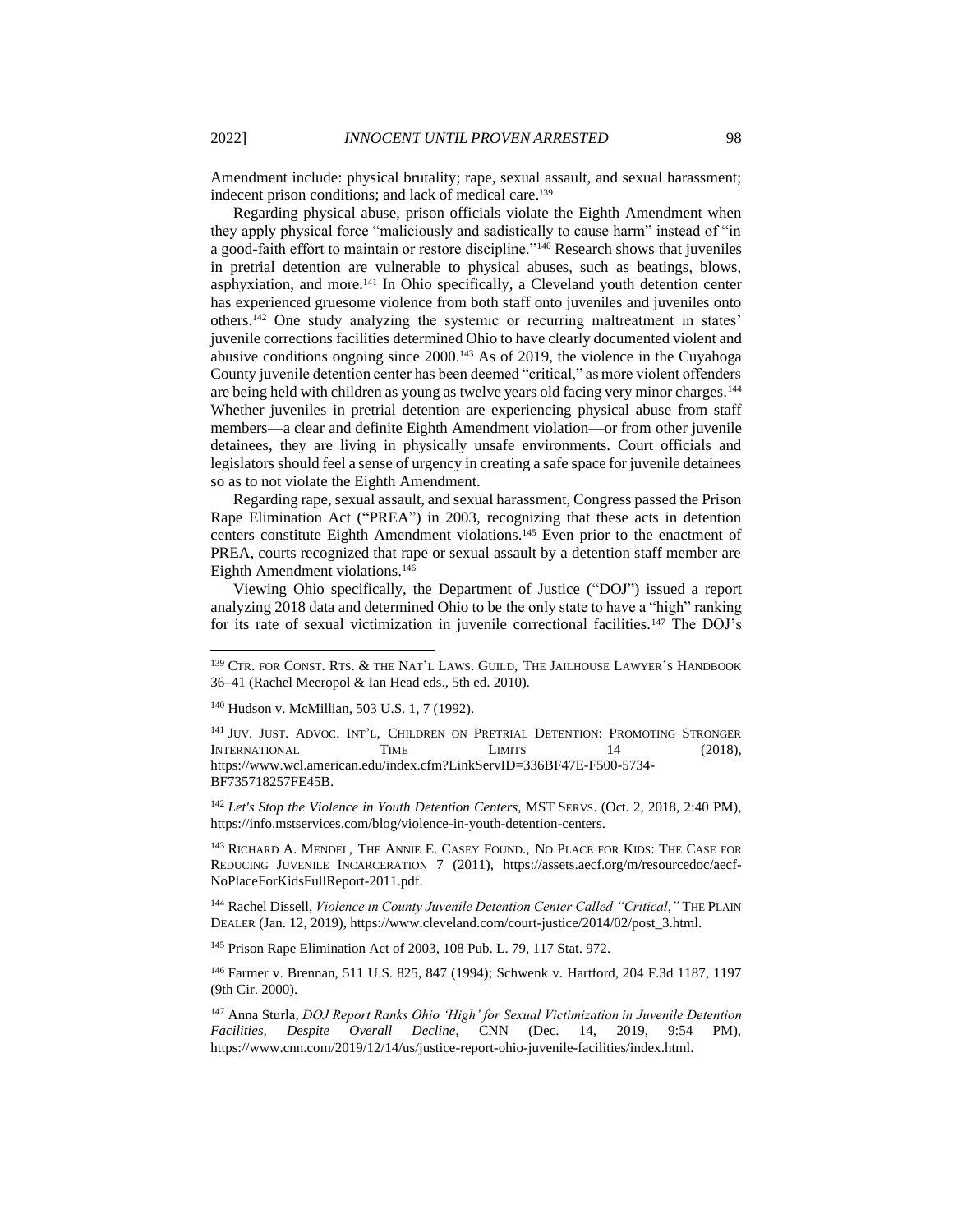Amendment include: physical brutality; rape, sexual assault, and sexual harassment; indecent prison conditions; and lack of medical care.[139]

Regarding physical abuse, prison officials violate the Eighth Amendment when they apply physical force "maliciously and sadistically to cause harm" instead of "in a good-faith effort to maintain or restore discipline."[140] Research shows that juveniles in pretrial detention are vulnerable to physical abuses, such as beatings, blows, asphyxiation, and more.[141] In Ohio specifically, a Cleveland youth detention center has experienced gruesome violence from both staff onto juveniles and juveniles onto others.[142] One study analyzing the systemic or recurring maltreatment in states' juvenile corrections facilities determined Ohio to have clearly documented violent and abusive conditions ongoing since 2000.[143] As of 2019, the violence in the Cuyahoga County juvenile detention center has been deemed "critical," as more violent offenders are being held with children as young as twelve years old facing very minor charges.[144] Whether juveniles in pretrial detention are experiencing physical abuse from staff members—a clear and definite Eighth Amendment violation—or from other juvenile detainees, they are living in physically unsafe environments. Court officials and legislators should feel a sense of urgency in creating a safe space for juvenile detainees so as to not violate the Eighth Amendment.

Regarding rape, sexual assault, and sexual harassment, Congress passed the Prison Rape Elimination Act ("PREA") in 2003, recognizing that these acts in detention centers constitute Eighth Amendment violations.[145] Even prior to the enactment of PREA, courts recognized that rape or sexual assault by a detention staff member are Eighth Amendment violations.[146]

Viewing Ohio specifically, the Department of Justice ("DOJ") issued a report analyzing 2018 data and determined Ohio to be the only state to have a "high" ranking for its rate of sexual victimization in juvenile correctional facilities.[147] The DOJ's

---

[139] CTR. FOR CONST. RTS. & THE NAT'L LAWS. GUILD, THE JAILHOUSE LAWYER'S HANDBOOK 36–41 (Rachel Meeropol & Ian Head eds., 5th ed. 2010).

[140] Hudson v. McMillian, 503 U.S. 1, 7 (1992).

[141] JUV. JUST. ADVOC. INT'L, CHILDREN ON PRETRIAL DETENTION: PROMOTING STRONGER INTERNATIONAL TIME LIMITS 14 (2018), https://www.wcl.american.edu/index.cfm?LinkServID=336BF47E-F500-5734-BF735718257FE45B.

[142] *Let's Stop the Violence in Youth Detention Centers*, MST SERVS. (Oct. 2, 2018, 2:40 PM), https://info.mstservices.com/blog/violence-in-youth-detention-centers.

[143] RICHARD A. MENDEL, THE ANNIE E. CASEY FOUND., NO PLACE FOR KIDS: THE CASE FOR REDUCING JUVENILE INCARCERATION 7 (2011), https://assets.aecf.org/m/resourcedoc/aecf-NoPlaceForKidsFullReport-2011.pdf.

[144] Rachel Dissell, *Violence in County Juvenile Detention Center Called "Critical*,*"* THE PLAIN DEALER (Jan. 12, 2019), https://www.cleveland.com/court-justice/2014/02/post_3.html.

[145] Prison Rape Elimination Act of 2003, 108 Pub. L. 79, 117 Stat. 972.

[146] Farmer v. Brennan, 511 U.S. 825, 847 (1994); Schwenk v. Hartford, 204 F.3d 1187, 1197 (9th Cir. 2000).

[147] Anna Sturla, *DOJ Report Ranks Ohio 'High' for Sexual Victimization in Juvenile Detention Facilities, Despite Overall Decline*, CNN (Dec. 14, 2019, 9:54 PM), https://www.cnn.com/2019/12/14/us/justice-report-ohio-juvenile-facilities/index.html.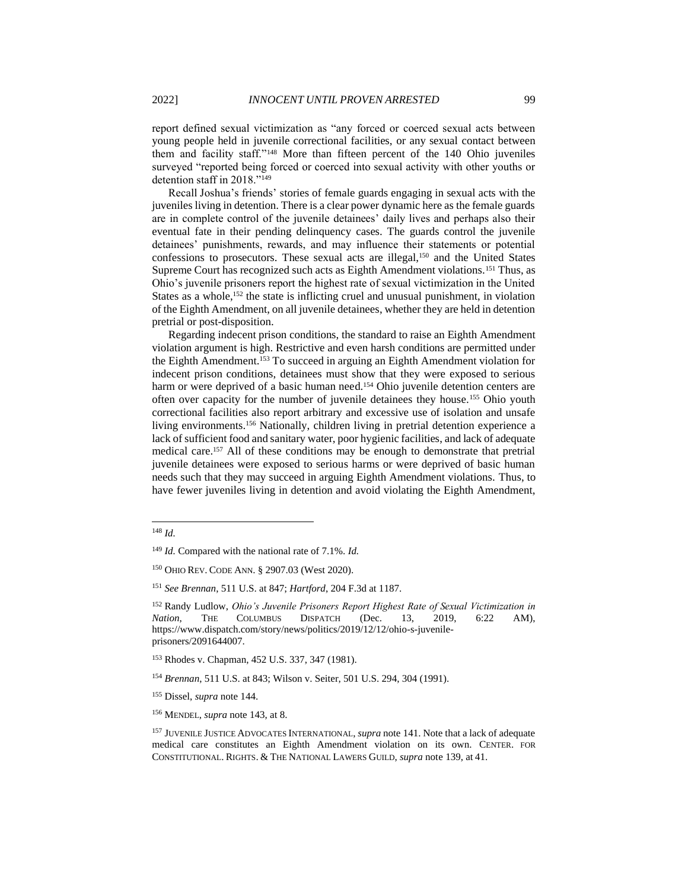report defined sexual victimization as "any forced or coerced sexual acts between young people held in juvenile correctional facilities, or any sexual contact between them and facility staff."[148] More than fifteen percent of the 140 Ohio juveniles surveyed "reported being forced or coerced into sexual activity with other youths or detention staff in 2018."[149]

Recall Joshua's friends' stories of female guards engaging in sexual acts with the juveniles living in detention. There is a clear power dynamic here as the female guards are in complete control of the juvenile detainees' daily lives and perhaps also their eventual fate in their pending delinquency cases. The guards control the juvenile detainees' punishments, rewards, and may influence their statements or potential confessions to prosecutors. These sexual acts are illegal,[150] and the United States Supreme Court has recognized such acts as Eighth Amendment violations.[151] Thus, as Ohio's juvenile prisoners report the highest rate of sexual victimization in the United States as a whole,[152] the state is inflicting cruel and unusual punishment, in violation of the Eighth Amendment, on all juvenile detainees, whether they are held in detention pretrial or post-disposition.

Regarding indecent prison conditions, the standard to raise an Eighth Amendment violation argument is high. Restrictive and even harsh conditions are permitted under the Eighth Amendment.[153] To succeed in arguing an Eighth Amendment violation for indecent prison conditions, detainees must show that they were exposed to serious harm or were deprived of a basic human need.[154] Ohio juvenile detention centers are often over capacity for the number of juvenile detainees they house.[155] Ohio youth correctional facilities also report arbitrary and excessive use of isolation and unsafe living environments.[156] Nationally, children living in pretrial detention experience a lack of sufficient food and sanitary water, poor hygienic facilities, and lack of adequate medical care.[157] All of these conditions may be enough to demonstrate that pretrial juvenile detainees were exposed to serious harms or were deprived of basic human needs such that they may succeed in arguing Eighth Amendment violations. Thus, to have fewer juveniles living in detention and avoid violating the Eighth Amendment,

---

[148] *Id.*

[149] *Id.* Compared with the national rate of 7.1%. *Id.*

[150] OHIO REV. CODE ANN. § 2907.03 (West 2020).

[151] *See Brennan*, 511 U.S. at 847; *Hartford*, 204 F.3d at 1187.

[152] Randy Ludlow, *Ohio's Juvenile Prisoners Report Highest Rate of Sexual Victimization in Nation*, THE COLUMBUS DISPATCH (Dec. 13, 2019, 6:22 AM), https://www.dispatch.com/story/news/politics/2019/12/12/ohio-s-juvenile-prisoners/2091644007.

[153] Rhodes v. Chapman, 452 U.S. 337, 347 (1981).

[154] *Brennan*, 511 U.S. at 843; Wilson v. Seiter, 501 U.S. 294, 304 (1991).

[155] Dissel, *supra* note 144.

[156] MENDEL, *supra* note 143, at 8.

[157] JUVENILE JUSTICE ADVOCATES INTERNATIONAL, *supra* note 141. Note that a lack of adequate medical care constitutes an Eighth Amendment violation on its own. CENTER. FOR CONSTITUTIONAL. RIGHTS. & THE NATIONAL LAWERS GUILD, *supra* note 139, at 41.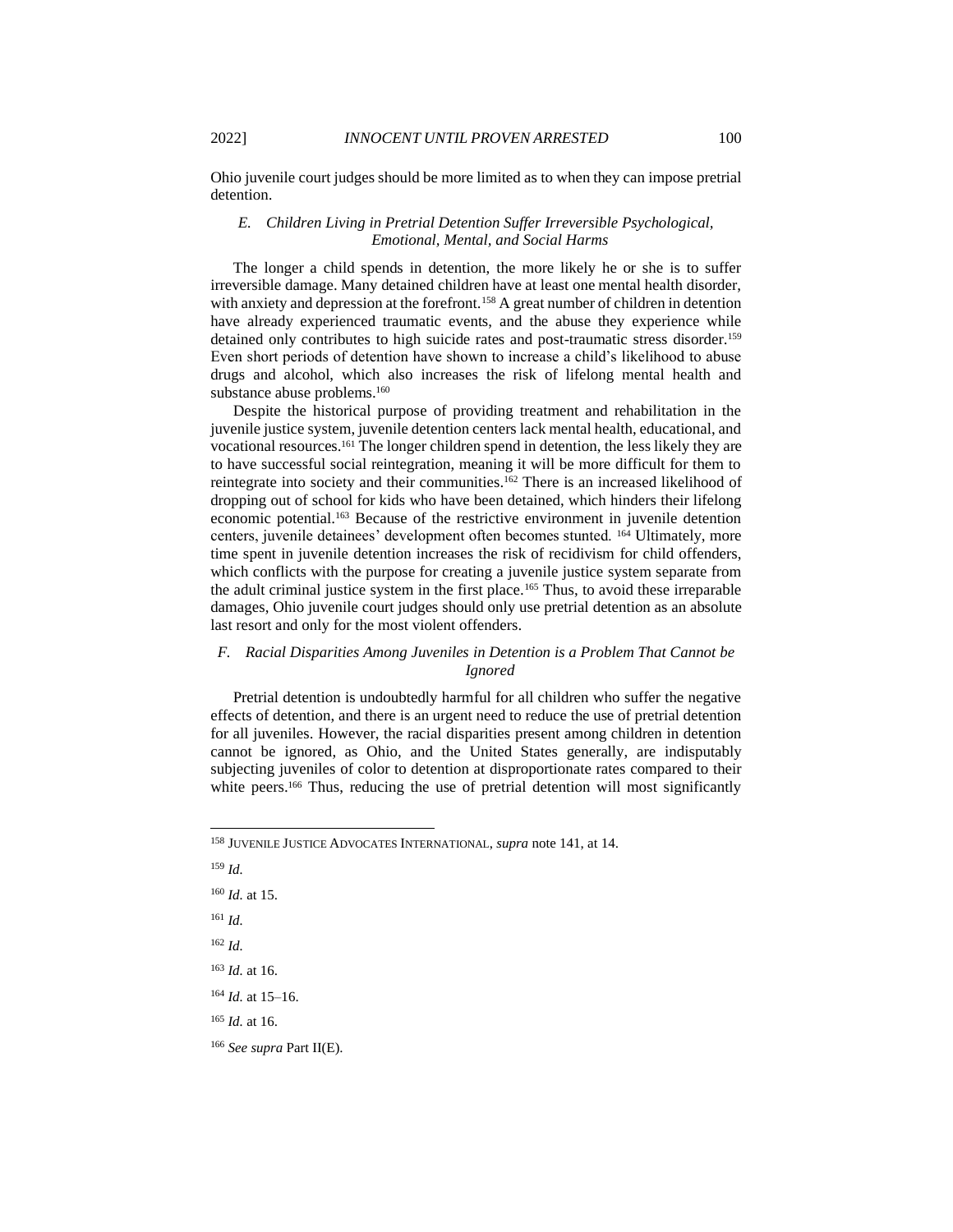Ohio juvenile court judges should be more limited as to when they can impose pretrial detention.

### *E. Children Living in Pretrial Detention Suffer Irreversible Psychological, Emotional, Mental, and Social Harms*

The longer a child spends in detention, the more likely he or she is to suffer irreversible damage. Many detained children have at least one mental health disorder, with anxiety and depression at the forefront.[158] A great number of children in detention have already experienced traumatic events, and the abuse they experience while detained only contributes to high suicide rates and post-traumatic stress disorder.[159] Even short periods of detention have shown to increase a child's likelihood to abuse drugs and alcohol, which also increases the risk of lifelong mental health and substance abuse problems.[160]

Despite the historical purpose of providing treatment and rehabilitation in the juvenile justice system, juvenile detention centers lack mental health, educational, and vocational resources.[161] The longer children spend in detention, the less likely they are to have successful social reintegration, meaning it will be more difficult for them to reintegrate into society and their communities.[162] There is an increased likelihood of dropping out of school for kids who have been detained, which hinders their lifelong economic potential.[163] Because of the restrictive environment in juvenile detention centers, juvenile detainees' development often becomes stunted. [164] Ultimately, more time spent in juvenile detention increases the risk of recidivism for child offenders, which conflicts with the purpose for creating a juvenile justice system separate from the adult criminal justice system in the first place.[165] Thus, to avoid these irreparable damages, Ohio juvenile court judges should only use pretrial detention as an absolute last resort and only for the most violent offenders.

### *F. Racial Disparities Among Juveniles in Detention is a Problem That Cannot be Ignored*

Pretrial detention is undoubtedly harmful for all children who suffer the negative effects of detention, and there is an urgent need to reduce the use of pretrial detention for all juveniles. However, the racial disparities present among children in detention cannot be ignored, as Ohio, and the United States generally, are indisputably subjecting juveniles of color to detention at disproportionate rates compared to their white peers.[166] Thus, reducing the use of pretrial detention will most significantly

---

[158] JUVENILE JUSTICE ADVOCATES INTERNATIONAL, *supra* note 141, at 14.

[159] *Id.*

[160] *Id.* at 15.

[161] *Id.*

[162] *Id.*

[163] *Id.* at 16.

[164] *Id.* at 15–16.

[165] *Id.* at 16.

[166] *See supra* Part II(E).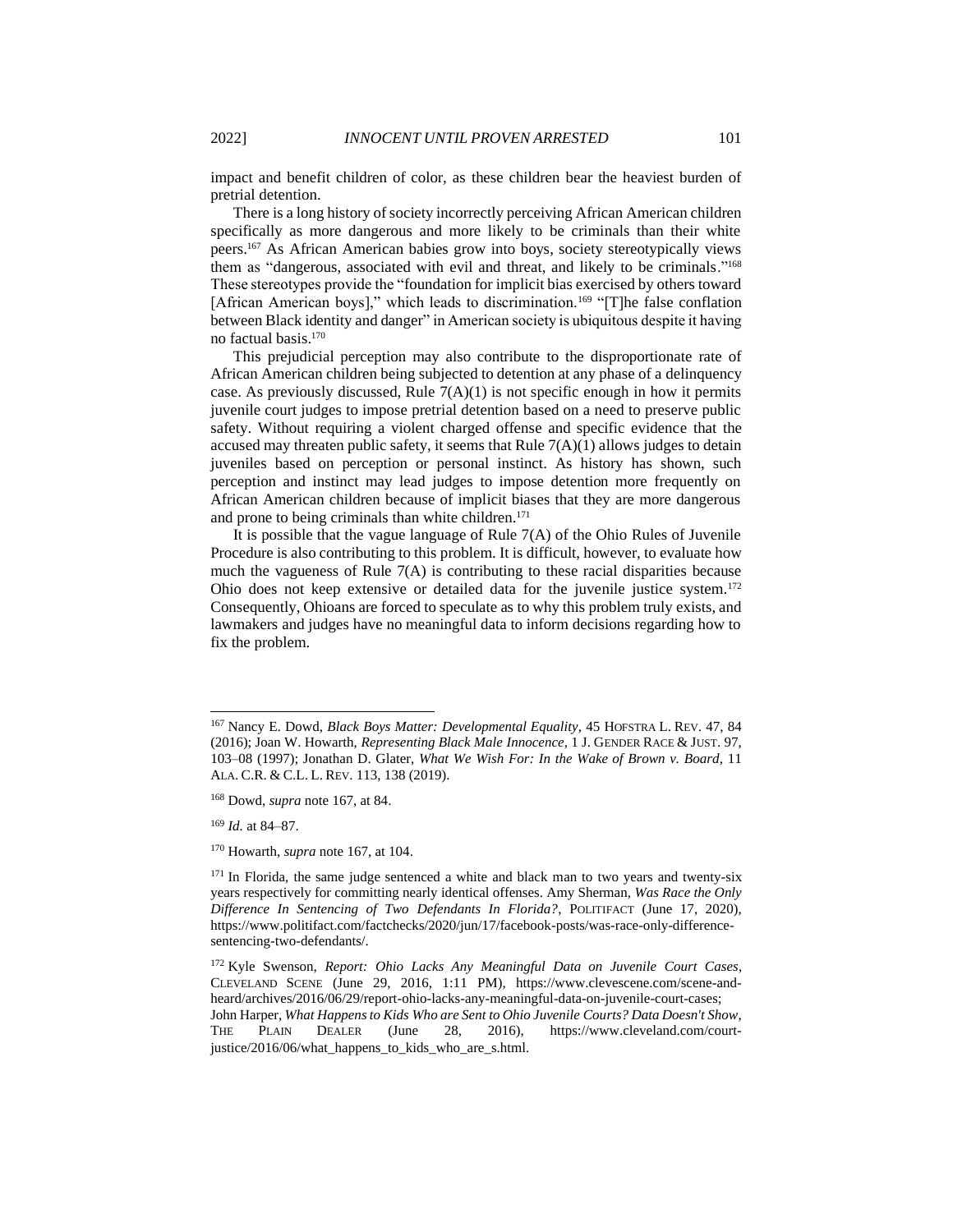impact and benefit children of color, as these children bear the heaviest burden of pretrial detention.

There is a long history of society incorrectly perceiving African American children specifically as more dangerous and more likely to be criminals than their white peers.[167] As African American babies grow into boys, society stereotypically views them as "dangerous, associated with evil and threat, and likely to be criminals."[168] These stereotypes provide the "foundation for implicit bias exercised by others toward [African American boys]," which leads to discrimination.[169] "[T]he false conflation between Black identity and danger" in American society is ubiquitous despite it having no factual basis.[170]

This prejudicial perception may also contribute to the disproportionate rate of African American children being subjected to detention at any phase of a delinquency case. As previously discussed, Rule 7(A)(1) is not specific enough in how it permits juvenile court judges to impose pretrial detention based on a need to preserve public safety. Without requiring a violent charged offense and specific evidence that the accused may threaten public safety, it seems that Rule 7(A)(1) allows judges to detain juveniles based on perception or personal instinct. As history has shown, such perception and instinct may lead judges to impose detention more frequently on African American children because of implicit biases that they are more dangerous and prone to being criminals than white children.[171]

It is possible that the vague language of Rule 7(A) of the Ohio Rules of Juvenile Procedure is also contributing to this problem. It is difficult, however, to evaluate how much the vagueness of Rule 7(A) is contributing to these racial disparities because Ohio does not keep extensive or detailed data for the juvenile justice system.[172] Consequently, Ohioans are forced to speculate as to why this problem truly exists, and lawmakers and judges have no meaningful data to inform decisions regarding how to fix the problem.

---

[167] Nancy E. Dowd, *Black Boys Matter: Developmental Equality*, 45 HOFSTRA L. REV. 47, 84 (2016); Joan W. Howarth, *Representing Black Male Innocence*, 1 J. GENDER RACE & JUST. 97, 103–08 (1997); Jonathan D. Glater, *What We Wish For: In the Wake of Brown v. Board*, 11 ALA. C.R. & C.L. L. REV. 113, 138 (2019).

[168] Dowd, *supra* note 167, at 84.

[169] *Id.* at 84–87.

[170] Howarth, *supra* note 167, at 104.

[171] In Florida, the same judge sentenced a white and black man to two years and twenty-six years respectively for committing nearly identical offenses. Amy Sherman, *Was Race the Only Difference In Sentencing of Two Defendants In Florida?*, POLITIFACT (June 17, 2020), https://www.politifact.com/factchecks/2020/jun/17/facebook-posts/was-race-only-difference-sentencing-two-defendants/.

[172] Kyle Swenson, *Report: Ohio Lacks Any Meaningful Data on Juvenile Court Cases*, CLEVELAND SCENE (June 29, 2016, 1:11 PM), https://www.clevescene.com/scene-and-heard/archives/2016/06/29/report-ohio-lacks-any-meaningful-data-on-juvenile-court-cases; John Harper, *What Happens to Kids Who are Sent to Ohio Juvenile Courts? Data Doesn't Show*, THE PLAIN DEALER (June 28, 2016), https://www.cleveland.com/court-justice/2016/06/what_happens_to_kids_who_are_s.html.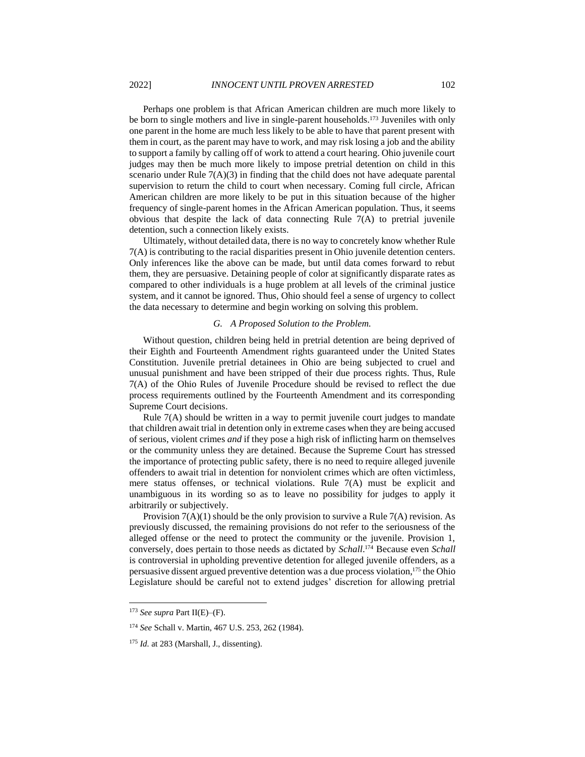Perhaps one problem is that African American children are much more likely to be born to single mothers and live in single-parent households.[173] Juveniles with only one parent in the home are much less likely to be able to have that parent present with them in court, as the parent may have to work, and may risk losing a job and the ability to support a family by calling off of work to attend a court hearing. Ohio juvenile court judges may then be much more likely to impose pretrial detention on child in this scenario under Rule 7(A)(3) in finding that the child does not have adequate parental supervision to return the child to court when necessary. Coming full circle, African American children are more likely to be put in this situation because of the higher frequency of single-parent homes in the African American population. Thus, it seems obvious that despite the lack of data connecting Rule 7(A) to pretrial juvenile detention, such a connection likely exists.

Ultimately, without detailed data, there is no way to concretely know whether Rule 7(A) is contributing to the racial disparities present in Ohio juvenile detention centers. Only inferences like the above can be made, but until data comes forward to rebut them, they are persuasive. Detaining people of color at significantly disparate rates as compared to other individuals is a huge problem at all levels of the criminal justice system, and it cannot be ignored. Thus, Ohio should feel a sense of urgency to collect the data necessary to determine and begin working on solving this problem.

### *G. A Proposed Solution to the Problem.*

Without question, children being held in pretrial detention are being deprived of their Eighth and Fourteenth Amendment rights guaranteed under the United States Constitution. Juvenile pretrial detainees in Ohio are being subjected to cruel and unusual punishment and have been stripped of their due process rights. Thus, Rule 7(A) of the Ohio Rules of Juvenile Procedure should be revised to reflect the due process requirements outlined by the Fourteenth Amendment and its corresponding Supreme Court decisions.

Rule 7(A) should be written in a way to permit juvenile court judges to mandate that children await trial in detention only in extreme cases when they are being accused of serious, violent crimes *and* if they pose a high risk of inflicting harm on themselves or the community unless they are detained. Because the Supreme Court has stressed the importance of protecting public safety, there is no need to require alleged juvenile offenders to await trial in detention for nonviolent crimes which are often victimless, mere status offenses, or technical violations. Rule 7(A) must be explicit and unambiguous in its wording so as to leave no possibility for judges to apply it arbitrarily or subjectively.

Provision 7(A)(1) should be the only provision to survive a Rule 7(A) revision. As previously discussed, the remaining provisions do not refer to the seriousness of the alleged offense or the need to protect the community or the juvenile. Provision 1, conversely, does pertain to those needs as dictated by *Schall*.[174] Because even *Schall* is controversial in upholding preventive detention for alleged juvenile offenders, as a persuasive dissent argued preventive detention was a due process violation,[175] the Ohio Legislature should be careful not to extend judges' discretion for allowing pretrial

---

[173] *See supra* Part II(E)–(F).

[174] *See* Schall v. Martin, 467 U.S. 253, 262 (1984).

[175] *Id.* at 283 (Marshall, J., dissenting).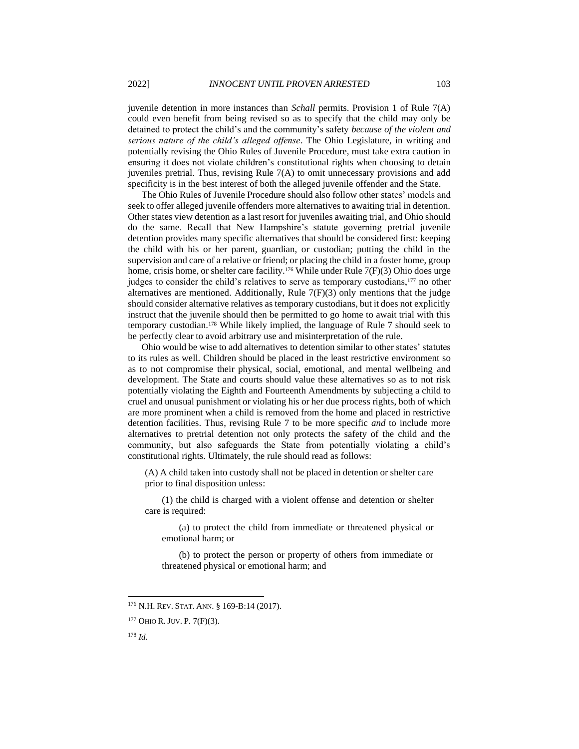juvenile detention in more instances than *Schall* permits. Provision 1 of Rule 7(A) could even benefit from being revised so as to specify that the child may only be detained to protect the child's and the community's safety *because of the violent and serious nature of the child's alleged offense*. The Ohio Legislature, in writing and potentially revising the Ohio Rules of Juvenile Procedure, must take extra caution in ensuring it does not violate children's constitutional rights when choosing to detain juveniles pretrial. Thus, revising Rule 7(A) to omit unnecessary provisions and add specificity is in the best interest of both the alleged juvenile offender and the State.

The Ohio Rules of Juvenile Procedure should also follow other states' models and seek to offer alleged juvenile offenders more alternatives to awaiting trial in detention. Other states view detention as a last resort for juveniles awaiting trial, and Ohio should do the same. Recall that New Hampshire's statute governing pretrial juvenile detention provides many specific alternatives that should be considered first: keeping the child with his or her parent, guardian, or custodian; putting the child in the supervision and care of a relative or friend; or placing the child in a foster home, group home, crisis home, or shelter care facility.[176] While under Rule 7(F)(3) Ohio does urge judges to consider the child's relatives to serve as temporary custodians,[177] no other alternatives are mentioned. Additionally, Rule 7(F)(3) only mentions that the judge should consider alternative relatives as temporary custodians, but it does not explicitly instruct that the juvenile should then be permitted to go home to await trial with this temporary custodian.[178] While likely implied, the language of Rule 7 should seek to be perfectly clear to avoid arbitrary use and misinterpretation of the rule.

Ohio would be wise to add alternatives to detention similar to other states' statutes to its rules as well. Children should be placed in the least restrictive environment so as to not compromise their physical, social, emotional, and mental wellbeing and development. The State and courts should value these alternatives so as to not risk potentially violating the Eighth and Fourteenth Amendments by subjecting a child to cruel and unusual punishment or violating his or her due process rights, both of which are more prominent when a child is removed from the home and placed in restrictive detention facilities. Thus, revising Rule 7 to be more specific *and* to include more alternatives to pretrial detention not only protects the safety of the child and the community, but also safeguards the State from potentially violating a child's constitutional rights. Ultimately, the rule should read as follows:

> (A) A child taken into custody shall not be placed in detention or shelter care prior to final disposition unless:
>
> (1) the child is charged with a violent offense and detention or shelter care is required:
>
> (a) to protect the child from immediate or threatened physical or emotional harm; or
>
> (b) to protect the person or property of others from immediate or threatened physical or emotional harm; and

---

[176] N.H. REV. STAT. ANN. § 169-B:14 (2017).

[177] OHIO R. JUV. P. 7(F)(3).

[178] *Id.*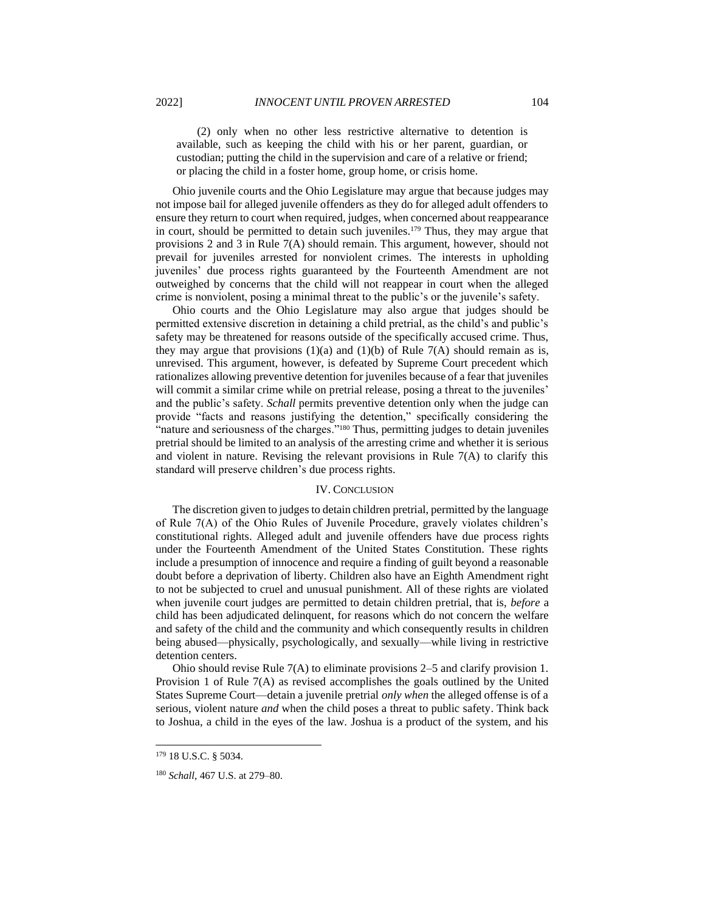> (2) only when no other less restrictive alternative to detention is available, such as keeping the child with his or her parent, guardian, or custodian; putting the child in the supervision and care of a relative or friend; or placing the child in a foster home, group home, or crisis home.

Ohio juvenile courts and the Ohio Legislature may argue that because judges may not impose bail for alleged juvenile offenders as they do for alleged adult offenders to ensure they return to court when required, judges, when concerned about reappearance in court, should be permitted to detain such juveniles.[179] Thus, they may argue that provisions 2 and 3 in Rule 7(A) should remain. This argument, however, should not prevail for juveniles arrested for nonviolent crimes. The interests in upholding juveniles' due process rights guaranteed by the Fourteenth Amendment are not outweighed by concerns that the child will not reappear in court when the alleged crime is nonviolent, posing a minimal threat to the public's or the juvenile's safety.

Ohio courts and the Ohio Legislature may also argue that judges should be permitted extensive discretion in detaining a child pretrial, as the child's and public's safety may be threatened for reasons outside of the specifically accused crime. Thus, they may argue that provisions (1)(a) and (1)(b) of Rule 7(A) should remain as is, unrevised. This argument, however, is defeated by Supreme Court precedent which rationalizes allowing preventive detention for juveniles because of a fear that juveniles will commit a similar crime while on pretrial release, posing a threat to the juveniles' and the public's safety. *Schall* permits preventive detention only when the judge can provide "facts and reasons justifying the detention," specifically considering the "nature and seriousness of the charges."[180] Thus, permitting judges to detain juveniles pretrial should be limited to an analysis of the arresting crime and whether it is serious and violent in nature. Revising the relevant provisions in Rule 7(A) to clarify this standard will preserve children's due process rights.

## IV. Conclusion

The discretion given to judges to detain children pretrial, permitted by the language of Rule 7(A) of the Ohio Rules of Juvenile Procedure, gravely violates children's constitutional rights. Alleged adult and juvenile offenders have due process rights under the Fourteenth Amendment of the United States Constitution. These rights include a presumption of innocence and require a finding of guilt beyond a reasonable doubt before a deprivation of liberty. Children also have an Eighth Amendment right to not be subjected to cruel and unusual punishment. All of these rights are violated when juvenile court judges are permitted to detain children pretrial, that is, *before* a child has been adjudicated delinquent, for reasons which do not concern the welfare and safety of the child and the community and which consequently results in children being abused—physically, psychologically, and sexually—while living in restrictive detention centers.

Ohio should revise Rule 7(A) to eliminate provisions 2–5 and clarify provision 1. Provision 1 of Rule 7(A) as revised accomplishes the goals outlined by the United States Supreme Court—detain a juvenile pretrial *only when* the alleged offense is of a serious, violent nature *and* when the child poses a threat to public safety. Think back to Joshua, a child in the eyes of the law. Joshua is a product of the system, and his

---

[179] 18 U.S.C. § 5034.

[180] *Schall*, 467 U.S. at 279–80.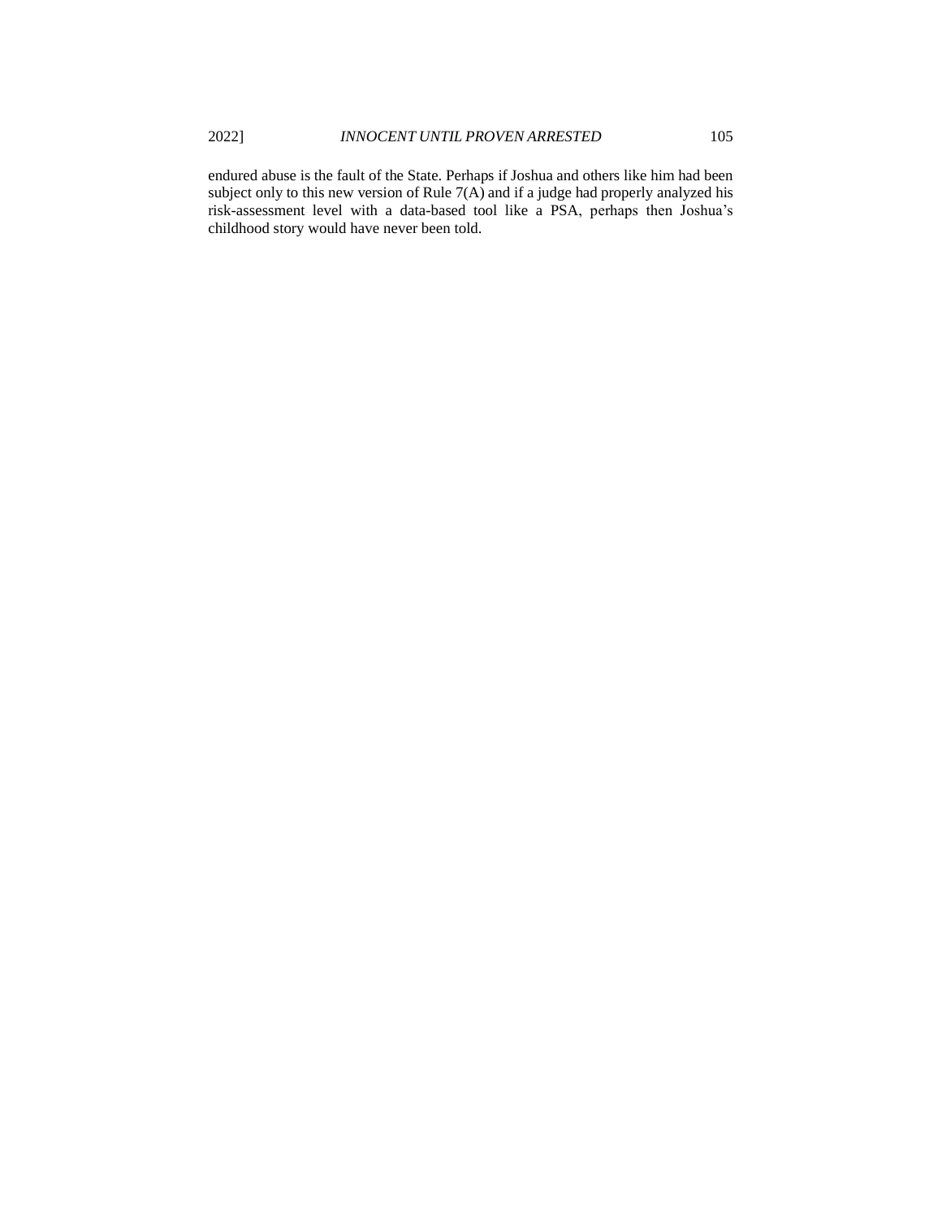endured abuse is the fault of the State. Perhaps if Joshua and others like him had been subject only to this new version of Rule 7(A) and if a judge had properly analyzed his risk-assessment level with a data-based tool like a PSA, perhaps then Joshua's childhood story would have never been told.